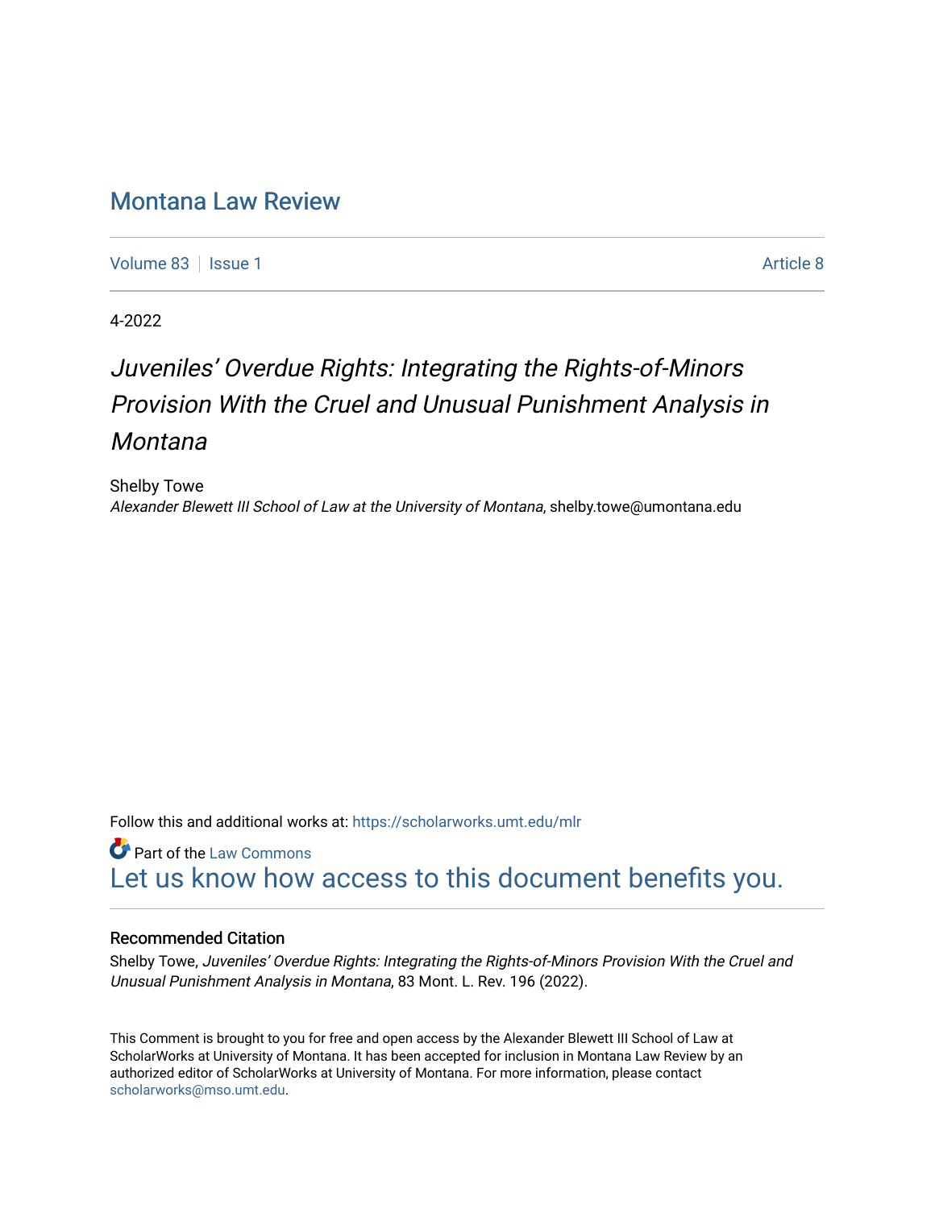# Montana Law Review

Volume 83 | Issue 1 | Article 8

4-2022

## *Juveniles' Overdue Rights: Integrating the Rights-of-Minors Provision With the Cruel and Unusual Punishment Analysis in Montana*

Shelby Towe
*Alexander Blewett III School of Law at the University of Montana*, shelby.towe@umontana.edu

Follow this and additional works at: https://scholarworks.umt.edu/mlr

Part of the Law Commons
Let us know how access to this document benefits you.

### Recommended Citation

Shelby Towe, *Juveniles' Overdue Rights: Integrating the Rights-of-Minors Provision With the Cruel and Unusual Punishment Analysis in Montana*, 83 Mont. L. Rev. 196 (2022).

This Comment is brought to you for free and open access by the Alexander Blewett III School of Law at ScholarWorks at University of Montana. It has been accepted for inclusion in Montana Law Review by an authorized editor of ScholarWorks at University of Montana. For more information, please contact scholarworks@mso.umt.edu.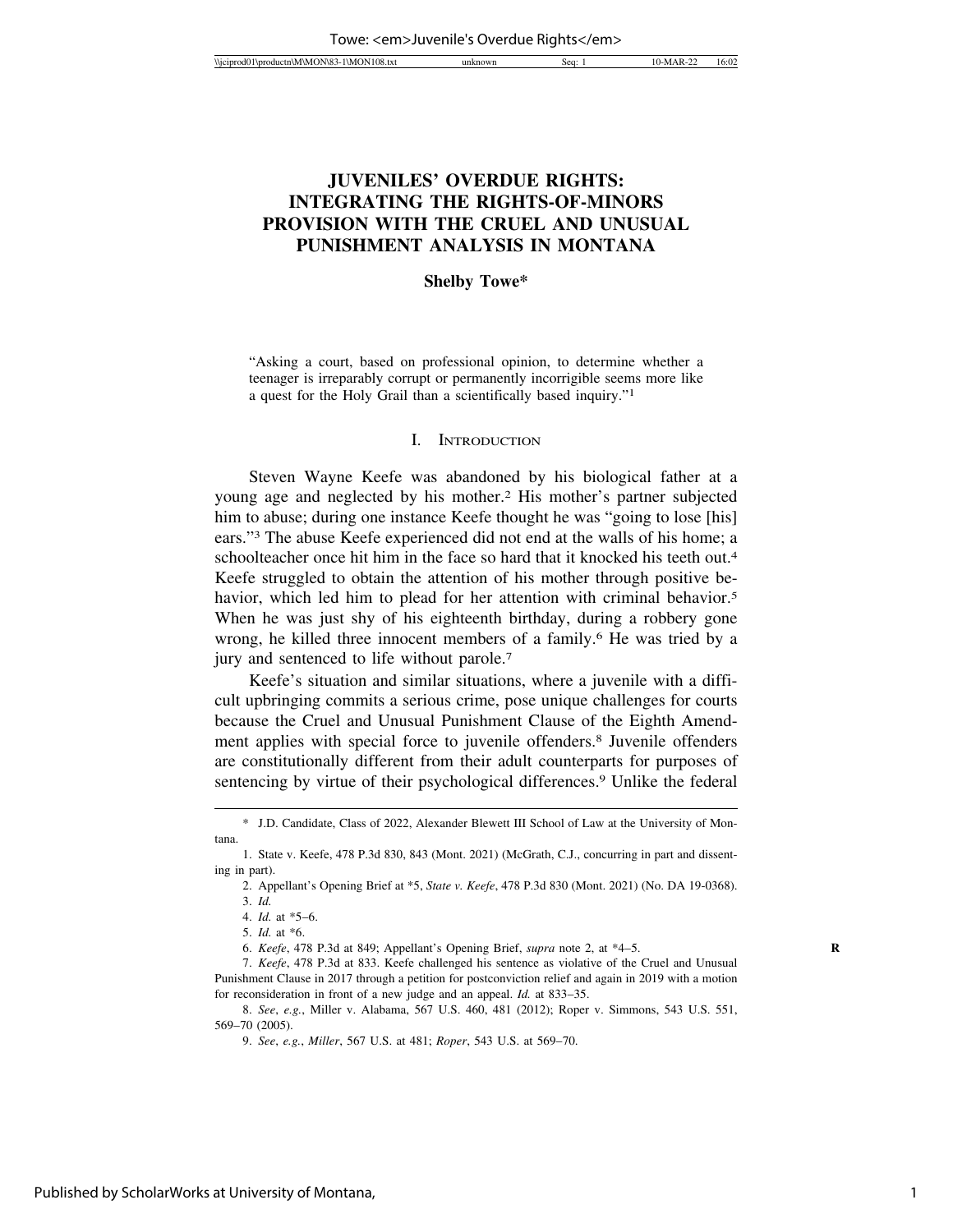# JUVENILES' OVERDUE RIGHTS: INTEGRATING THE RIGHTS-OF-MINORS PROVISION WITH THE CRUEL AND UNUSUAL PUNISHMENT ANALYSIS IN MONTANA

**Shelby Towe***

"Asking a court, based on professional opinion, to determine whether a teenager is irreparably corrupt or permanently incorrigible seems more like a quest for the Holy Grail than a scientifically based inquiry."[1]

## I. Introduction

Steven Wayne Keefe was abandoned by his biological father at a young age and neglected by his mother.[2] His mother's partner subjected him to abuse; during one instance Keefe thought he was "going to lose [his] ears."[3] The abuse Keefe experienced did not end at the walls of his home; a schoolteacher once hit him in the face so hard that it knocked his teeth out.[4] Keefe struggled to obtain the attention of his mother through positive behavior, which led him to plead for her attention with criminal behavior.[5] When he was just shy of his eighteenth birthday, during a robbery gone wrong, he killed three innocent members of a family.[6] He was tried by a jury and sentenced to life without parole.[7]

Keefe's situation and similar situations, where a juvenile with a difficult upbringing commits a serious crime, pose unique challenges for courts because the Cruel and Unusual Punishment Clause of the Eighth Amendment applies with special force to juvenile offenders.[8] Juvenile offenders are constitutionally different from their adult counterparts for purposes of sentencing by virtue of their psychological differences.[9] Unlike the federal

---

\* J.D. Candidate, Class of 2022, Alexander Blewett III School of Law at the University of Montana.

1. State v. Keefe, 478 P.3d 830, 843 (Mont. 2021) (McGrath, C.J., concurring in part and dissenting in part).

2. Appellant's Opening Brief at *5, *State v. Keefe*, 478 P.3d 830 (Mont. 2021) (No. DA 19-0368).

3. *Id.*

4. *Id.* at *5–6.

5. *Id.* at *6.

6. *Keefe*, 478 P.3d at 849; Appellant's Opening Brief, *supra* note 2, at *4–5.

7. *Keefe*, 478 P.3d at 833. Keefe challenged his sentence as violative of the Cruel and Unusual Punishment Clause in 2017 through a petition for postconviction relief and again in 2019 with a motion for reconsideration in front of a new judge and an appeal. *Id.* at 833–35.

8. *See*, *e.g.*, Miller v. Alabama, 567 U.S. 460, 481 (2012); Roper v. Simmons, 543 U.S. 551, 569–70 (2005).

9. *See*, *e.g.*, *Miller*, 567 U.S. at 481; *Roper*, 543 U.S. at 569–70.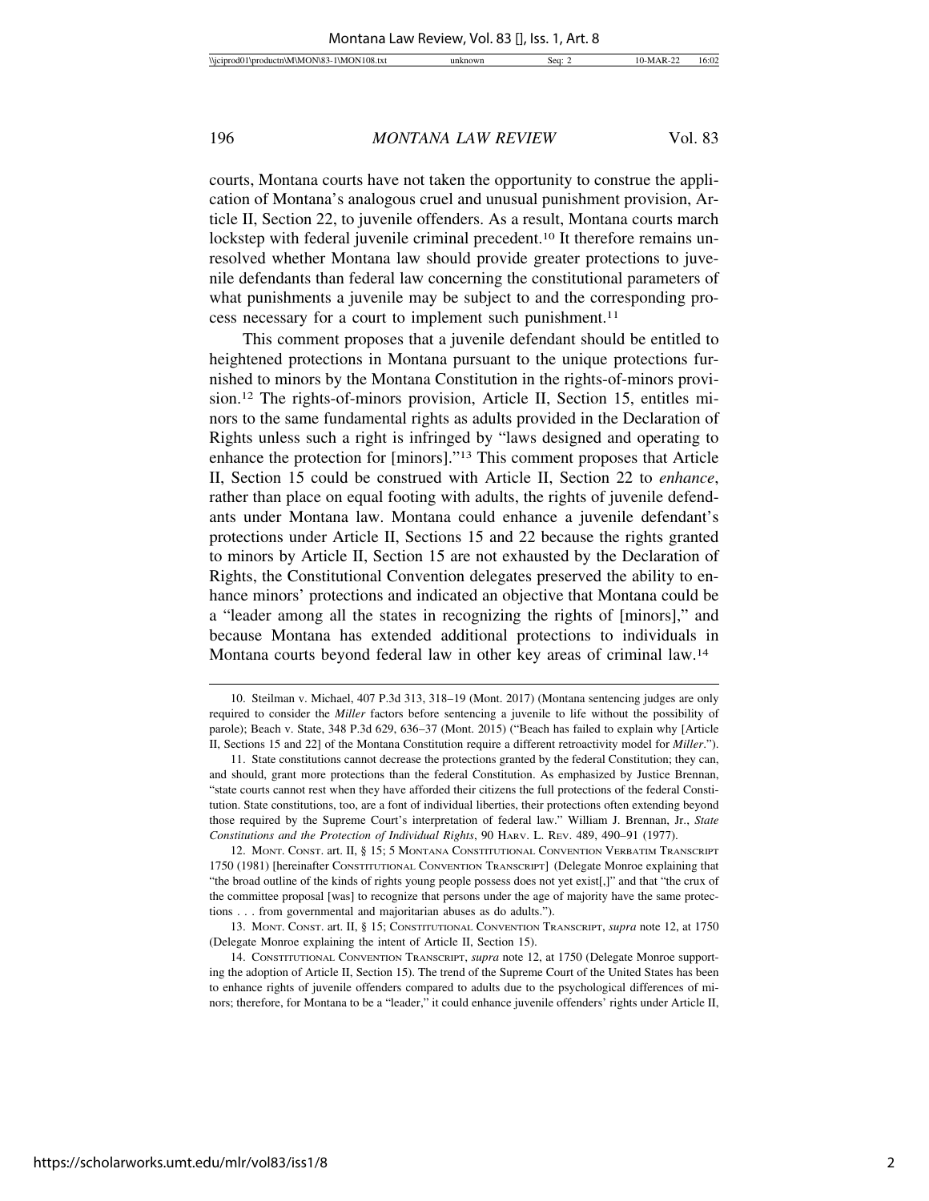courts, Montana courts have not taken the opportunity to construe the application of Montana's analogous cruel and unusual punishment provision, Article II, Section 22, to juvenile offenders. As a result, Montana courts march lockstep with federal juvenile criminal precedent.[10] It therefore remains unresolved whether Montana law should provide greater protections to juvenile defendants than federal law concerning the constitutional parameters of what punishments a juvenile may be subject to and the corresponding process necessary for a court to implement such punishment.[11]

This comment proposes that a juvenile defendant should be entitled to heightened protections in Montana pursuant to the unique protections furnished to minors by the Montana Constitution in the rights-of-minors provision.[12] The rights-of-minors provision, Article II, Section 15, entitles minors to the same fundamental rights as adults provided in the Declaration of Rights unless such a right is infringed by "laws designed and operating to enhance the protection for [minors]."[13] This comment proposes that Article II, Section 15 could be construed with Article II, Section 22 to *enhance*, rather than place on equal footing with adults, the rights of juvenile defendants under Montana law. Montana could enhance a juvenile defendant's protections under Article II, Sections 15 and 22 because the rights granted to minors by Article II, Section 15 are not exhausted by the Declaration of Rights, the Constitutional Convention delegates preserved the ability to enhance minors' protections and indicated an objective that Montana could be a "leader among all the states in recognizing the rights of [minors]," and because Montana has extended additional protections to individuals in Montana courts beyond federal law in other key areas of criminal law.[14]

---

10. Steilman v. Michael, 407 P.3d 313, 318–19 (Mont. 2017) (Montana sentencing judges are only required to consider the *Miller* factors before sentencing a juvenile to life without the possibility of parole); Beach v. State, 348 P.3d 629, 636–37 (Mont. 2015) ("Beach has failed to explain why [Article II, Sections 15 and 22] of the Montana Constitution require a different retroactivity model for *Miller*.").

11. State constitutions cannot decrease the protections granted by the federal Constitution; they can, and should, grant more protections than the federal Constitution. As emphasized by Justice Brennan, "state courts cannot rest when they have afforded their citizens the full protections of the federal Constitution. State constitutions, too, are a font of individual liberties, their protections often extending beyond those required by the Supreme Court's interpretation of federal law." William J. Brennan, Jr., *State Constitutions and the Protection of Individual Rights*, 90 HARV. L. REV. 489, 490–91 (1977).

12. MONT. CONST. art. II, § 15; 5 MONTANA CONSTITUTIONAL CONVENTION VERBATIM TRANSCRIPT 1750 (1981) [hereinafter CONSTITUTIONAL CONVENTION TRANSCRIPT] (Delegate Monroe explaining that "the broad outline of the kinds of rights young people possess does not yet exist[,]" and that "the crux of the committee proposal [was] to recognize that persons under the age of majority have the same protections . . . from governmental and majoritarian abuses as do adults.").

13. MONT. CONST. art. II, § 15; CONSTITUTIONAL CONVENTION TRANSCRIPT, *supra* note 12, at 1750 (Delegate Monroe explaining the intent of Article II, Section 15).

14. CONSTITUTIONAL CONVENTION TRANSCRIPT, *supra* note 12, at 1750 (Delegate Monroe supporting the adoption of Article II, Section 15). The trend of the Supreme Court of the United States has been to enhance rights of juvenile offenders compared to adults due to the psychological differences of minors; therefore, for Montana to be a "leader," it could enhance juvenile offenders' rights under Article II,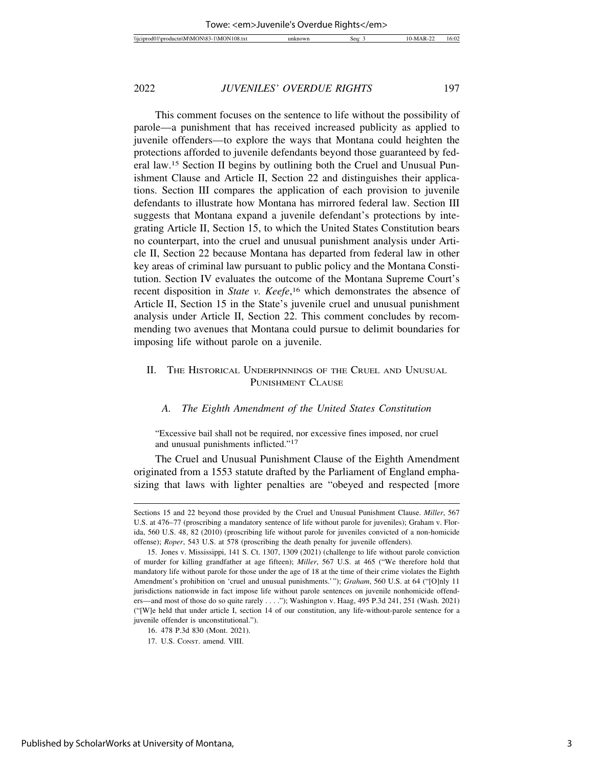This comment focuses on the sentence to life without the possibility of parole—a punishment that has received increased publicity as applied to juvenile offenders—to explore the ways that Montana could heighten the protections afforded to juvenile defendants beyond those guaranteed by federal law.[15] Section II begins by outlining both the Cruel and Unusual Punishment Clause and Article II, Section 22 and distinguishes their applications. Section III compares the application of each provision to juvenile defendants to illustrate how Montana has mirrored federal law. Section III suggests that Montana expand a juvenile defendant's protections by integrating Article II, Section 15, to which the United States Constitution bears no counterpart, into the cruel and unusual punishment analysis under Article II, Section 22 because Montana has departed from federal law in other key areas of criminal law pursuant to public policy and the Montana Constitution. Section IV evaluates the outcome of the Montana Supreme Court's recent disposition in *State v. Keefe*,[16] which demonstrates the absence of Article II, Section 15 in the State's juvenile cruel and unusual punishment analysis under Article II, Section 22. This comment concludes by recommending two avenues that Montana could pursue to delimit boundaries for imposing life without parole on a juvenile.

## II. The Historical Underpinnings of the Cruel and Unusual Punishment Clause

### A. *The Eighth Amendment of the United States Constitution*

"Excessive bail shall not be required, nor excessive fines imposed, nor cruel and unusual punishments inflicted."[17]

The Cruel and Unusual Punishment Clause of the Eighth Amendment originated from a 1553 statute drafted by the Parliament of England emphasizing that laws with lighter penalties are "obeyed and respected [more

---

Sections 15 and 22 beyond those provided by the Cruel and Unusual Punishment Clause. *Miller*, 567 U.S. at 476–77 (proscribing a mandatory sentence of life without parole for juveniles); Graham v. Florida, 560 U.S. 48, 82 (2010) (proscribing life without parole for juveniles convicted of a non-homicide offense); *Roper*, 543 U.S. at 578 (proscribing the death penalty for juvenile offenders).

15. Jones v. Mississippi, 141 S. Ct. 1307, 1309 (2021) (challenge to life without parole conviction of murder for killing grandfather at age fifteen); *Miller*, 567 U.S. at 465 ("We therefore hold that mandatory life without parole for those under the age of 18 at the time of their crime violates the Eighth Amendment's prohibition on 'cruel and unusual punishments.'"); *Graham*, 560 U.S. at 64 ("[O]nly 11 jurisdictions nationwide in fact impose life without parole sentences on juvenile nonhomicide offenders—and most of those do so quite rarely . . . ."); Washington v. Haag, 495 P.3d 241, 251 (Wash. 2021) ("[W]e held that under article I, section 14 of our constitution, any life-without-parole sentence for a juvenile offender is unconstitutional.").

16. 478 P.3d 830 (Mont. 2021).

17. U.S. Const. amend. VIII.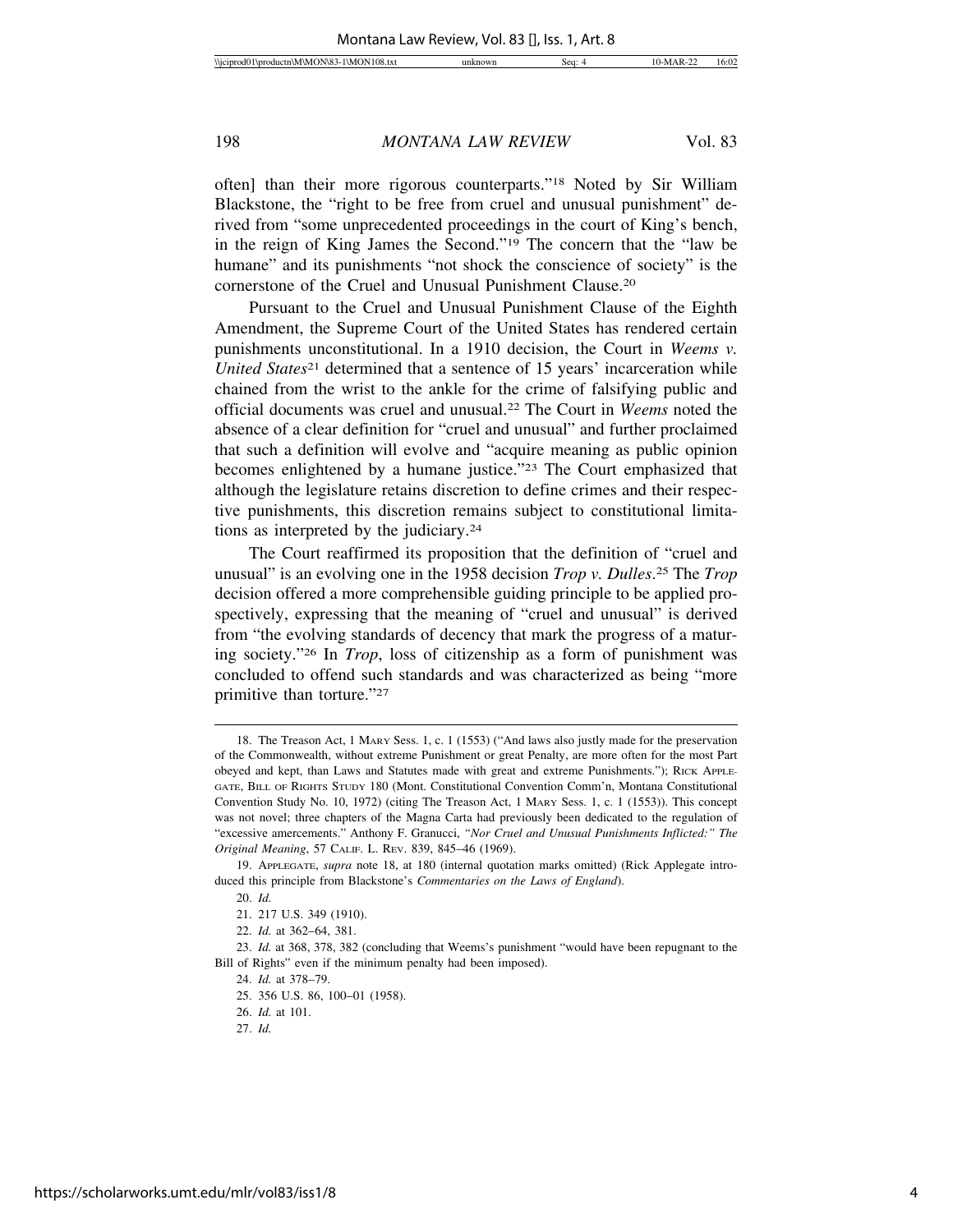often] than their more rigorous counterparts."[18] Noted by Sir William Blackstone, the "right to be free from cruel and unusual punishment" derived from "some unprecedented proceedings in the court of King's bench, in the reign of King James the Second."[19] The concern that the "law be humane" and its punishments "not shock the conscience of society" is the cornerstone of the Cruel and Unusual Punishment Clause.[20]

Pursuant to the Cruel and Unusual Punishment Clause of the Eighth Amendment, the Supreme Court of the United States has rendered certain punishments unconstitutional. In a 1910 decision, the Court in *Weems v. United States*[21] determined that a sentence of 15 years' incarceration while chained from the wrist to the ankle for the crime of falsifying public and official documents was cruel and unusual.[22] The Court in *Weems* noted the absence of a clear definition for "cruel and unusual" and further proclaimed that such a definition will evolve and "acquire meaning as public opinion becomes enlightened by a humane justice."[23] The Court emphasized that although the legislature retains discretion to define crimes and their respective punishments, this discretion remains subject to constitutional limitations as interpreted by the judiciary.[24]

The Court reaffirmed its proposition that the definition of "cruel and unusual" is an evolving one in the 1958 decision *Trop v. Dulles*.[25] The *Trop* decision offered a more comprehensible guiding principle to be applied prospectively, expressing that the meaning of "cruel and unusual" is derived from "the evolving standards of decency that mark the progress of a maturing society."[26] In *Trop*, loss of citizenship as a form of punishment was concluded to offend such standards and was characterized as being "more primitive than torture."[27]

---

18. The Treason Act, 1 Mary Sess. 1, c. 1 (1553) ("And laws also justly made for the preservation of the Commonwealth, without extreme Punishment or great Penalty, are more often for the most Part obeyed and kept, than Laws and Statutes made with great and extreme Punishments."); Rick Applegate, Bill of Rights Study 180 (Mont. Constitutional Convention Comm'n, Montana Constitutional Convention Study No. 10, 1972) (citing The Treason Act, 1 Mary Sess. 1, c. 1 (1553)). This concept was not novel; three chapters of the Magna Carta had previously been dedicated to the regulation of "excessive amercements." Anthony F. Granucci, *"Nor Cruel and Unusual Punishments Inflicted:" The Original Meaning*, 57 Calif. L. Rev. 839, 845–46 (1969).

19. Applegate, *supra* note 18, at 180 (internal quotation marks omitted) (Rick Applegate introduced this principle from Blackstone's *Commentaries on the Laws of England*).

20. *Id.*

21. 217 U.S. 349 (1910).

22. *Id.* at 362–64, 381.

23. *Id.* at 368, 378, 382 (concluding that Weems's punishment "would have been repugnant to the Bill of Rights" even if the minimum penalty had been imposed).

24. *Id.* at 378–79.

25. 356 U.S. 86, 100–01 (1958).

26. *Id.* at 101.

27. *Id.*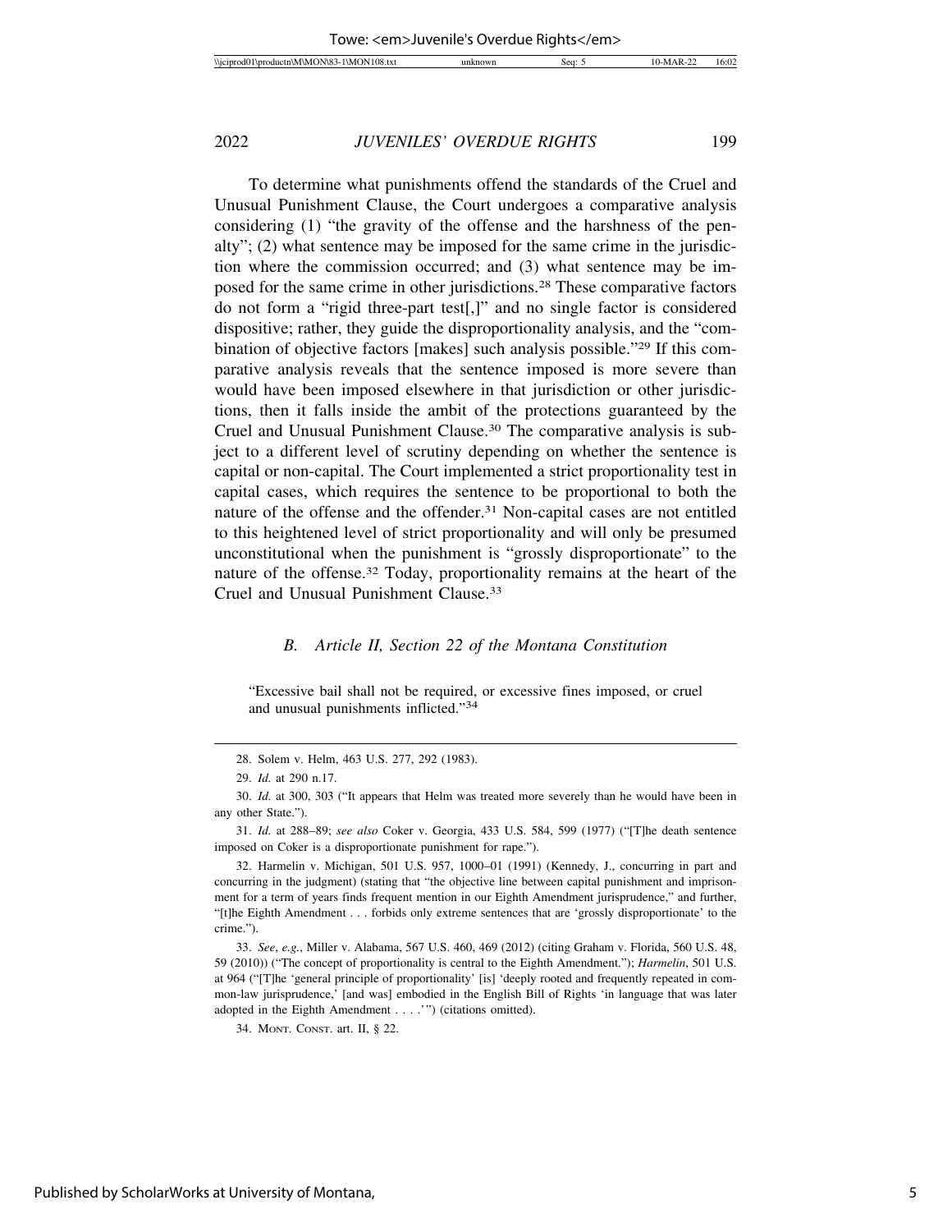To determine what punishments offend the standards of the Cruel and Unusual Punishment Clause, the Court undergoes a comparative analysis considering (1) "the gravity of the offense and the harshness of the penalty"; (2) what sentence may be imposed for the same crime in the jurisdiction where the commission occurred; and (3) what sentence may be imposed for the same crime in other jurisdictions.[28] These comparative factors do not form a "rigid three-part test[,]" and no single factor is considered dispositive; rather, they guide the disproportionality analysis, and the "combination of objective factors [makes] such analysis possible."[29] If this comparative analysis reveals that the sentence imposed is more severe than would have been imposed elsewhere in that jurisdiction or other jurisdictions, then it falls inside the ambit of the protections guaranteed by the Cruel and Unusual Punishment Clause.[30] The comparative analysis is subject to a different level of scrutiny depending on whether the sentence is capital or non-capital. The Court implemented a strict proportionality test in capital cases, which requires the sentence to be proportional to both the nature of the offense and the offender.[31] Non-capital cases are not entitled to this heightened level of strict proportionality and will only be presumed unconstitutional when the punishment is "grossly disproportionate" to the nature of the offense.[32] Today, proportionality remains at the heart of the Cruel and Unusual Punishment Clause.[33]

### *B. Article II, Section 22 of the Montana Constitution*

"Excessive bail shall not be required, or excessive fines imposed, or cruel and unusual punishments inflicted."[34]

---

28. Solem v. Helm, 463 U.S. 277, 292 (1983).

29. *Id.* at 290 n.17.

30. *Id.* at 300, 303 ("It appears that Helm was treated more severely than he would have been in any other State.").

31. *Id.* at 288–89; *see also* Coker v. Georgia, 433 U.S. 584, 599 (1977) ("[T]he death sentence imposed on Coker is a disproportionate punishment for rape.").

32. Harmelin v. Michigan, 501 U.S. 957, 1000–01 (1991) (Kennedy, J., concurring in part and concurring in the judgment) (stating that "the objective line between capital punishment and imprisonment for a term of years finds frequent mention in our Eighth Amendment jurisprudence," and further, "[t]he Eighth Amendment . . . forbids only extreme sentences that are 'grossly disproportionate' to the crime.").

33. *See, e.g.*, Miller v. Alabama, 567 U.S. 460, 469 (2012) (citing Graham v. Florida, 560 U.S. 48, 59 (2010)) ("The concept of proportionality is central to the Eighth Amendment."); *Harmelin*, 501 U.S. at 964 ("[T]he 'general principle of proportionality' [is] 'deeply rooted and frequently repeated in common-law jurisprudence,' [and was] embodied in the English Bill of Rights 'in language that was later adopted in the Eighth Amendment . . . .'") (citations omitted).

34. MONT. CONST. art. II, § 22.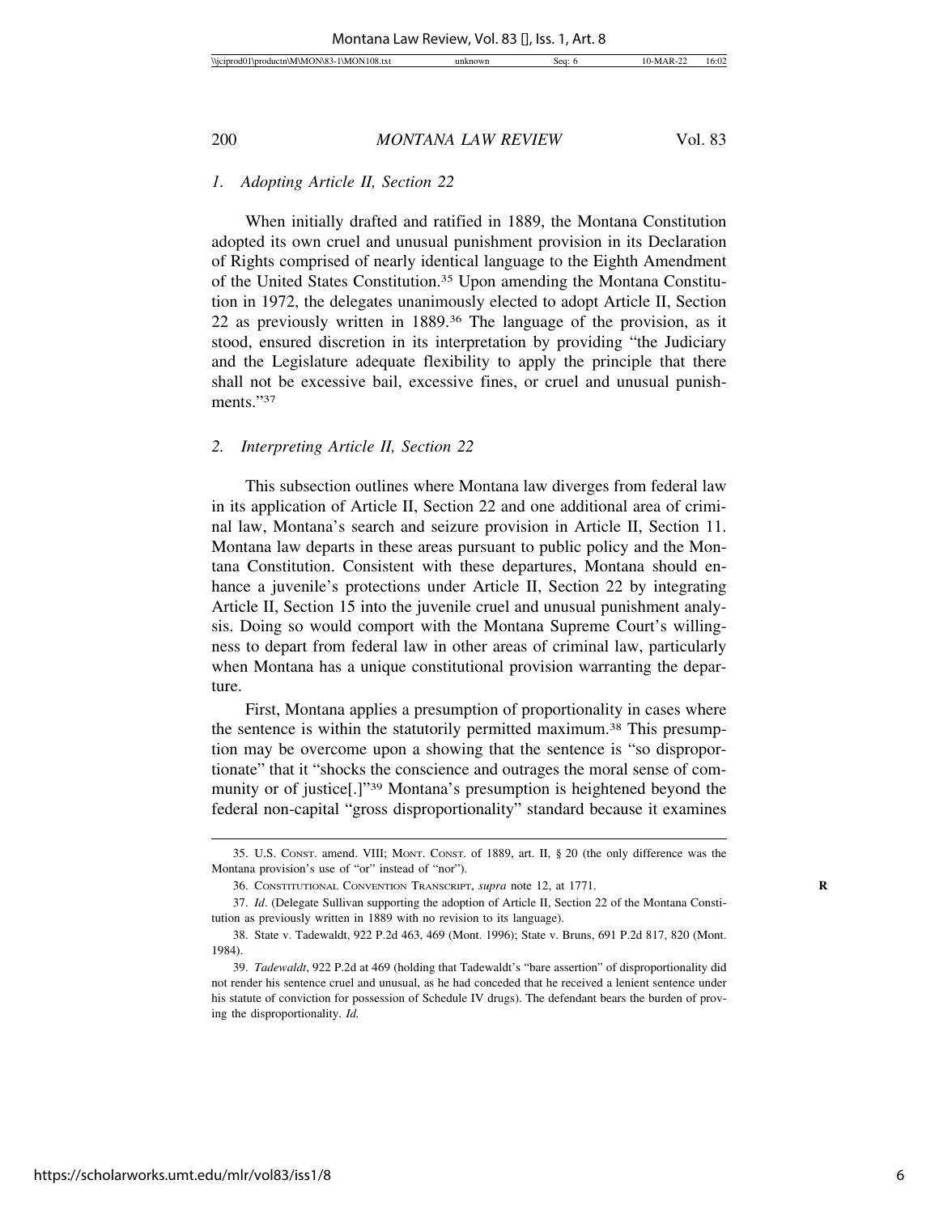### 1. Adopting Article II, Section 22

When initially drafted and ratified in 1889, the Montana Constitution adopted its own cruel and unusual punishment provision in its Declaration of Rights comprised of nearly identical language to the Eighth Amendment of the United States Constitution.[35] Upon amending the Montana Constitution in 1972, the delegates unanimously elected to adopt Article II, Section 22 as previously written in 1889.[36] The language of the provision, as it stood, ensured discretion in its interpretation by providing "the Judiciary and the Legislature adequate flexibility to apply the principle that there shall not be excessive bail, excessive fines, or cruel and unusual punishments."[37]

### 2. Interpreting Article II, Section 22

This subsection outlines where Montana law diverges from federal law in its application of Article II, Section 22 and one additional area of criminal law, Montana's search and seizure provision in Article II, Section 11. Montana law departs in these areas pursuant to public policy and the Montana Constitution. Consistent with these departures, Montana should enhance a juvenile's protections under Article II, Section 22 by integrating Article II, Section 15 into the juvenile cruel and unusual punishment analysis. Doing so would comport with the Montana Supreme Court's willingness to depart from federal law in other areas of criminal law, particularly when Montana has a unique constitutional provision warranting the departure.

First, Montana applies a presumption of proportionality in cases where the sentence is within the statutorily permitted maximum.[38] This presumption may be overcome upon a showing that the sentence is "so disproportionate" that it "shocks the conscience and outrages the moral sense of community or of justice[.]"[39] Montana's presumption is heightened beyond the federal non-capital "gross disproportionality" standard because it examines

---

35. U.S. Const. amend. VIII; Mont. Const. of 1889, art. II, § 20 (the only difference was the Montana provision's use of "or" instead of "nor").

36. Constitutional Convention Transcript, *supra* note 12, at 1771.

37. *Id*. (Delegate Sullivan supporting the adoption of Article II, Section 22 of the Montana Constitution as previously written in 1889 with no revision to its language).

38. State v. Tadewaldt, 922 P.2d 463, 469 (Mont. 1996); State v. Bruns, 691 P.2d 817, 820 (Mont. 1984).

39. *Tadewaldt*, 922 P.2d at 469 (holding that Tadewaldt's "bare assertion" of disproportionality did not render his sentence cruel and unusual, as he had conceded that he received a lenient sentence under his statute of conviction for possession of Schedule IV drugs). The defendant bears the burden of proving the disproportionality. *Id.*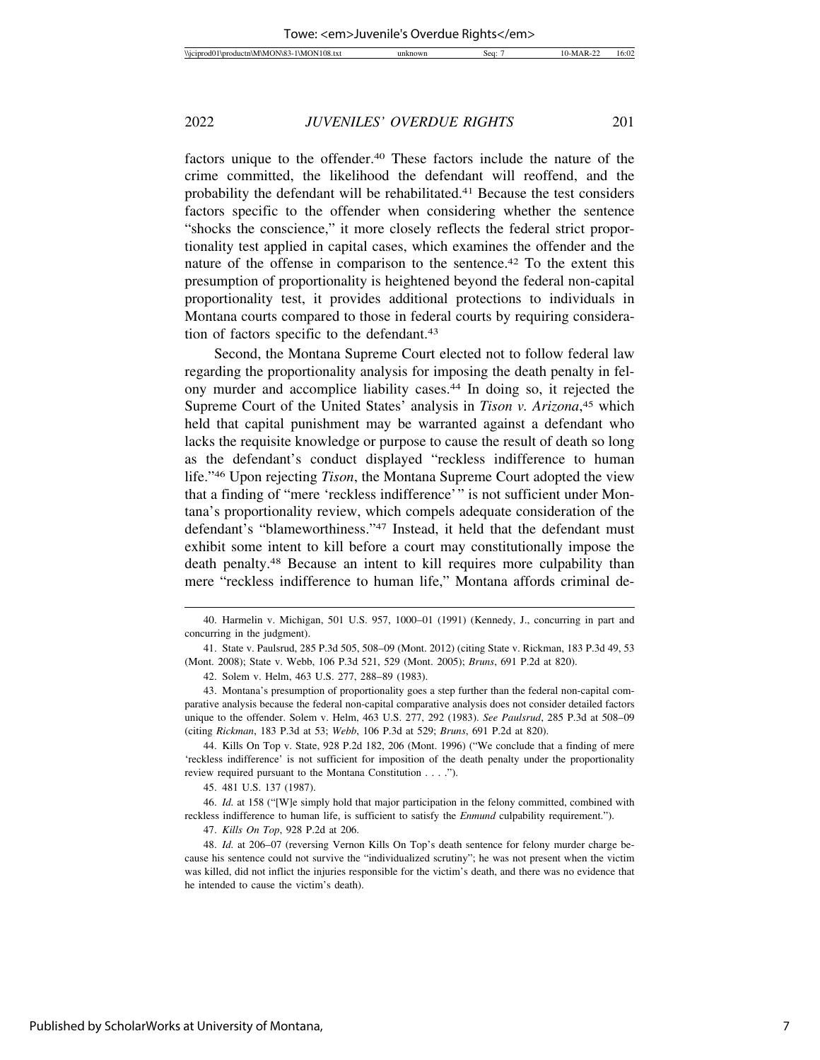factors unique to the offender.[40] These factors include the nature of the crime committed, the likelihood the defendant will reoffend, and the probability the defendant will be rehabilitated.[41] Because the test considers factors specific to the offender when considering whether the sentence "shocks the conscience," it more closely reflects the federal strict proportionality test applied in capital cases, which examines the offender and the nature of the offense in comparison to the sentence.[42] To the extent this presumption of proportionality is heightened beyond the federal non-capital proportionality test, it provides additional protections to individuals in Montana courts compared to those in federal courts by requiring consideration of factors specific to the defendant.[43]

Second, the Montana Supreme Court elected not to follow federal law regarding the proportionality analysis for imposing the death penalty in felony murder and accomplice liability cases.[44] In doing so, it rejected the Supreme Court of the United States' analysis in *Tison v. Arizona*,[45] which held that capital punishment may be warranted against a defendant who lacks the requisite knowledge or purpose to cause the result of death so long as the defendant's conduct displayed "reckless indifference to human life."[46] Upon rejecting *Tison*, the Montana Supreme Court adopted the view that a finding of "mere 'reckless indifference'" is not sufficient under Montana's proportionality review, which compels adequate consideration of the defendant's "blameworthiness."[47] Instead, it held that the defendant must exhibit some intent to kill before a court may constitutionally impose the death penalty.[48] Because an intent to kill requires more culpability than mere "reckless indifference to human life," Montana affords criminal de-

---

40. Harmelin v. Michigan, 501 U.S. 957, 1000–01 (1991) (Kennedy, J., concurring in part and concurring in the judgment).

41. State v. Paulsrud, 285 P.3d 505, 508–09 (Mont. 2012) (citing State v. Rickman, 183 P.3d 49, 53 (Mont. 2008); State v. Webb, 106 P.3d 521, 529 (Mont. 2005); *Bruns*, 691 P.2d at 820).

42. Solem v. Helm, 463 U.S. 277, 288–89 (1983).

43. Montana's presumption of proportionality goes a step further than the federal non-capital comparative analysis because the federal non-capital comparative analysis does not consider detailed factors unique to the offender. Solem v. Helm, 463 U.S. 277, 292 (1983). *See Paulsrud*, 285 P.3d at 508–09 (citing *Rickman*, 183 P.3d at 53; *Webb*, 106 P.3d at 529; *Bruns*, 691 P.2d at 820).

44. Kills On Top v. State, 928 P.2d 182, 206 (Mont. 1996) ("We conclude that a finding of mere 'reckless indifference' is not sufficient for imposition of the death penalty under the proportionality review required pursuant to the Montana Constitution . . . .").

45. 481 U.S. 137 (1987).

46. *Id.* at 158 ("[W]e simply hold that major participation in the felony committed, combined with reckless indifference to human life, is sufficient to satisfy the *Enmund* culpability requirement.").

47. *Kills On Top*, 928 P.2d at 206.

48. *Id.* at 206–07 (reversing Vernon Kills On Top's death sentence for felony murder charge because his sentence could not survive the "individualized scrutiny"; he was not present when the victim was killed, did not inflict the injuries responsible for the victim's death, and there was no evidence that he intended to cause the victim's death).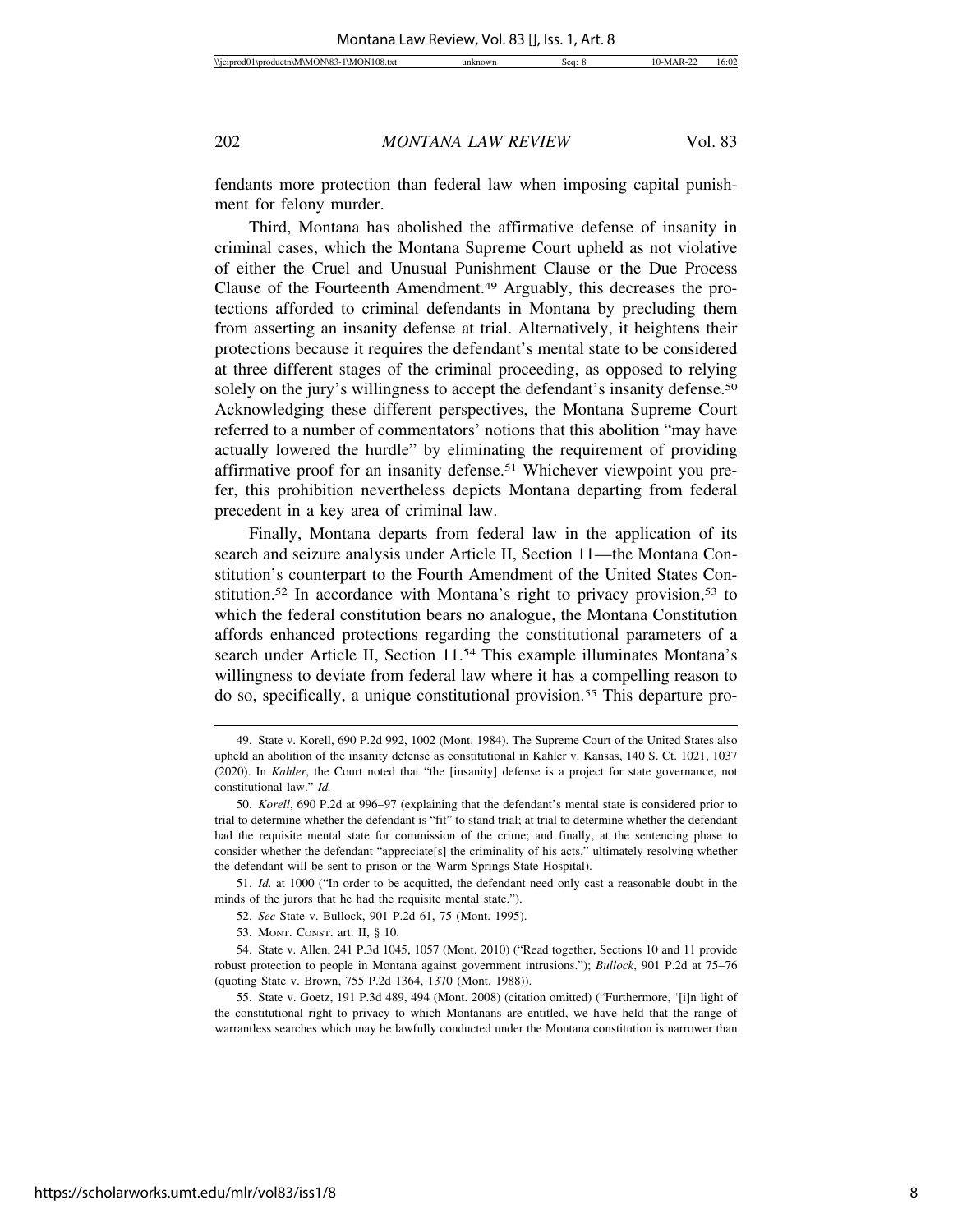fendants more protection than federal law when imposing capital punishment for felony murder.

Third, Montana has abolished the affirmative defense of insanity in criminal cases, which the Montana Supreme Court upheld as not violative of either the Cruel and Unusual Punishment Clause or the Due Process Clause of the Fourteenth Amendment.[49] Arguably, this decreases the protections afforded to criminal defendants in Montana by precluding them from asserting an insanity defense at trial. Alternatively, it heightens their protections because it requires the defendant's mental state to be considered at three different stages of the criminal proceeding, as opposed to relying solely on the jury's willingness to accept the defendant's insanity defense.[50] Acknowledging these different perspectives, the Montana Supreme Court referred to a number of commentators' notions that this abolition "may have actually lowered the hurdle" by eliminating the requirement of providing affirmative proof for an insanity defense.[51] Whichever viewpoint you prefer, this prohibition nevertheless depicts Montana departing from federal precedent in a key area of criminal law.

Finally, Montana departs from federal law in the application of its search and seizure analysis under Article II, Section 11—the Montana Constitution's counterpart to the Fourth Amendment of the United States Constitution.[52] In accordance with Montana's right to privacy provision,[53] to which the federal constitution bears no analogue, the Montana Constitution affords enhanced protections regarding the constitutional parameters of a search under Article II, Section 11.[54] This example illuminates Montana's willingness to deviate from federal law where it has a compelling reason to do so, specifically, a unique constitutional provision.[55] This departure pro-

---

49. State v. Korell, 690 P.2d 992, 1002 (Mont. 1984). The Supreme Court of the United States also upheld an abolition of the insanity defense as constitutional in Kahler v. Kansas, 140 S. Ct. 1021, 1037 (2020). In *Kahler*, the Court noted that "the [insanity] defense is a project for state governance, not constitutional law." *Id.*

50. *Korell*, 690 P.2d at 996–97 (explaining that the defendant's mental state is considered prior to trial to determine whether the defendant is "fit" to stand trial; at trial to determine whether the defendant had the requisite mental state for commission of the crime; and finally, at the sentencing phase to consider whether the defendant "appreciate[s] the criminality of his acts," ultimately resolving whether the defendant will be sent to prison or the Warm Springs State Hospital).

51. *Id.* at 1000 ("In order to be acquitted, the defendant need only cast a reasonable doubt in the minds of the jurors that he had the requisite mental state.").

52. *See* State v. Bullock, 901 P.2d 61, 75 (Mont. 1995).

53. MONT. CONST. art. II, § 10.

54. State v. Allen, 241 P.3d 1045, 1057 (Mont. 2010) ("Read together, Sections 10 and 11 provide robust protection to people in Montana against government intrusions."); *Bullock*, 901 P.2d at 75–76 (quoting State v. Brown, 755 P.2d 1364, 1370 (Mont. 1988)).

55. State v. Goetz, 191 P.3d 489, 494 (Mont. 2008) (citation omitted) ("Furthermore, '[i]n light of the constitutional right to privacy to which Montanans are entitled, we have held that the range of warrantless searches which may be lawfully conducted under the Montana constitution is narrower than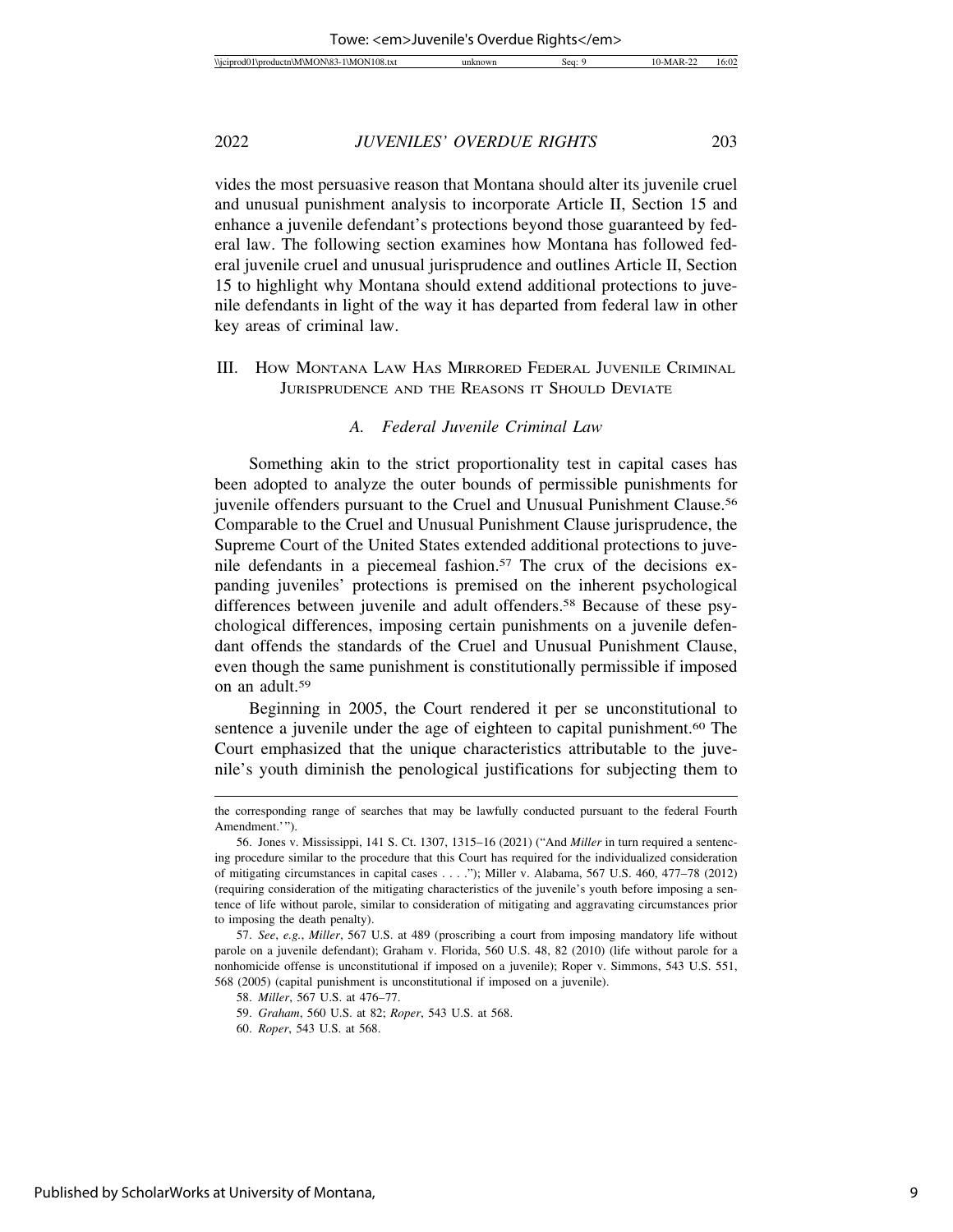vides the most persuasive reason that Montana should alter its juvenile cruel and unusual punishment analysis to incorporate Article II, Section 15 and enhance a juvenile defendant's protections beyond those guaranteed by federal law. The following section examines how Montana has followed federal juvenile cruel and unusual jurisprudence and outlines Article II, Section 15 to highlight why Montana should extend additional protections to juvenile defendants in light of the way it has departed from federal law in other key areas of criminal law.

## III. How Montana Law Has Mirrored Federal Juvenile Criminal Jurisprudence and the Reasons it Should Deviate

### A. *Federal Juvenile Criminal Law*

Something akin to the strict proportionality test in capital cases has been adopted to analyze the outer bounds of permissible punishments for juvenile offenders pursuant to the Cruel and Unusual Punishment Clause.[56] Comparable to the Cruel and Unusual Punishment Clause jurisprudence, the Supreme Court of the United States extended additional protections to juvenile defendants in a piecemeal fashion.[57] The crux of the decisions expanding juveniles' protections is premised on the inherent psychological differences between juvenile and adult offenders.[58] Because of these psychological differences, imposing certain punishments on a juvenile defendant offends the standards of the Cruel and Unusual Punishment Clause, even though the same punishment is constitutionally permissible if imposed on an adult.[59]

Beginning in 2005, the Court rendered it per se unconstitutional to sentence a juvenile under the age of eighteen to capital punishment.[60] The Court emphasized that the unique characteristics attributable to the juvenile's youth diminish the penological justifications for subjecting them to

---

the corresponding range of searches that may be lawfully conducted pursuant to the federal Fourth Amendment.'").

56. Jones v. Mississippi, 141 S. Ct. 1307, 1315–16 (2021) ("And *Miller* in turn required a sentencing procedure similar to the procedure that this Court has required for the individualized consideration of mitigating circumstances in capital cases . . . ."); Miller v. Alabama, 567 U.S. 460, 477–78 (2012) (requiring consideration of the mitigating characteristics of the juvenile's youth before imposing a sentence of life without parole, similar to consideration of mitigating and aggravating circumstances prior to imposing the death penalty).

57. *See*, *e.g.*, *Miller*, 567 U.S. at 489 (proscribing a court from imposing mandatory life without parole on a juvenile defendant); Graham v. Florida, 560 U.S. 48, 82 (2010) (life without parole for a nonhomicide offense is unconstitutional if imposed on a juvenile); Roper v. Simmons, 543 U.S. 551, 568 (2005) (capital punishment is unconstitutional if imposed on a juvenile).

58. *Miller*, 567 U.S. at 476–77.

59. *Graham*, 560 U.S. at 82; *Roper*, 543 U.S. at 568.

60. *Roper*, 543 U.S. at 568.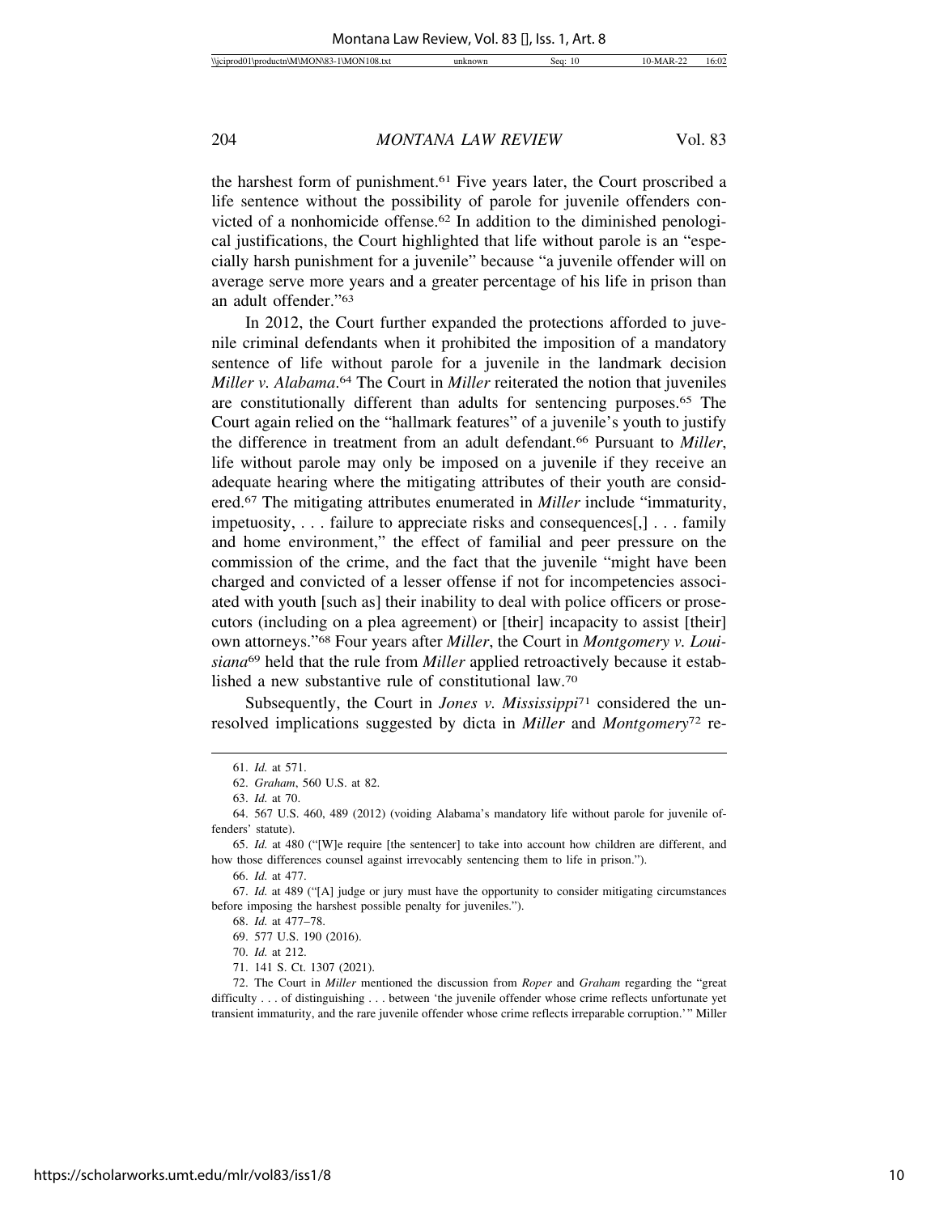the harshest form of punishment.[61] Five years later, the Court proscribed a life sentence without the possibility of parole for juvenile offenders convicted of a nonhomicide offense.[62] In addition to the diminished penological justifications, the Court highlighted that life without parole is an "especially harsh punishment for a juvenile" because "a juvenile offender will on average serve more years and a greater percentage of his life in prison than an adult offender."[63]

In 2012, the Court further expanded the protections afforded to juvenile criminal defendants when it prohibited the imposition of a mandatory sentence of life without parole for a juvenile in the landmark decision *Miller v. Alabama*.[64] The Court in *Miller* reiterated the notion that juveniles are constitutionally different than adults for sentencing purposes.[65] The Court again relied on the "hallmark features" of a juvenile's youth to justify the difference in treatment from an adult defendant.[66] Pursuant to *Miller*, life without parole may only be imposed on a juvenile if they receive an adequate hearing where the mitigating attributes of their youth are considered.[67] The mitigating attributes enumerated in *Miller* include "immaturity, impetuosity, . . . failure to appreciate risks and consequences[,] . . . family and home environment," the effect of familial and peer pressure on the commission of the crime, and the fact that the juvenile "might have been charged and convicted of a lesser offense if not for incompetencies associated with youth [such as] their inability to deal with police officers or prosecutors (including on a plea agreement) or [their] incapacity to assist [their] own attorneys."[68] Four years after *Miller*, the Court in *Montgomery v. Louisiana*[69] held that the rule from *Miller* applied retroactively because it established a new substantive rule of constitutional law.[70]

Subsequently, the Court in *Jones v. Mississippi*[71] considered the unresolved implications suggested by dicta in *Miller* and *Montgomery*[72] re-

---

61. *Id.* at 571.

62. *Graham*, 560 U.S. at 82.

63. *Id.* at 70.

64. 567 U.S. 460, 489 (2012) (voiding Alabama's mandatory life without parole for juvenile offenders' statute).

65. *Id.* at 480 ("[W]e require [the sentencer] to take into account how children are different, and how those differences counsel against irrevocably sentencing them to life in prison.").

66. *Id.* at 477.

67. *Id.* at 489 ("[A] judge or jury must have the opportunity to consider mitigating circumstances before imposing the harshest possible penalty for juveniles.").

68. *Id.* at 477–78.

69. 577 U.S. 190 (2016).

70. *Id.* at 212.

71. 141 S. Ct. 1307 (2021).

72. The Court in *Miller* mentioned the discussion from *Roper* and *Graham* regarding the "great difficulty . . . of distinguishing . . . between 'the juvenile offender whose crime reflects unfortunate yet transient immaturity, and the rare juvenile offender whose crime reflects irreparable corruption.'" Miller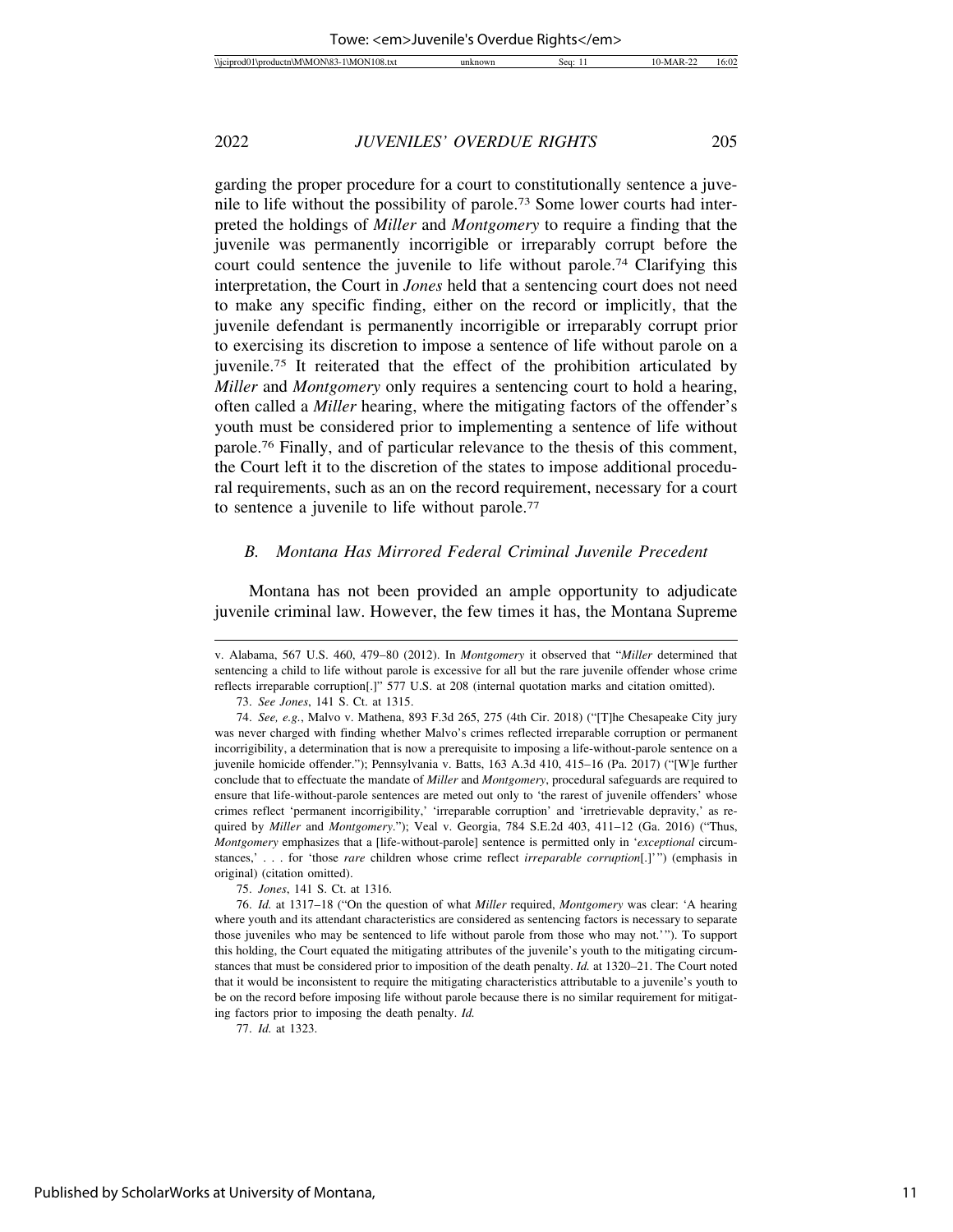garding the proper procedure for a court to constitutionally sentence a juvenile to life without the possibility of parole.[73] Some lower courts had interpreted the holdings of *Miller* and *Montgomery* to require a finding that the juvenile was permanently incorrigible or irreparably corrupt before the court could sentence the juvenile to life without parole.[74] Clarifying this interpretation, the Court in *Jones* held that a sentencing court does not need to make any specific finding, either on the record or implicitly, that the juvenile defendant is permanently incorrigible or irreparably corrupt prior to exercising its discretion to impose a sentence of life without parole on a juvenile.[75] It reiterated that the effect of the prohibition articulated by *Miller* and *Montgomery* only requires a sentencing court to hold a hearing, often called a *Miller* hearing, where the mitigating factors of the offender's youth must be considered prior to implementing a sentence of life without parole.[76] Finally, and of particular relevance to the thesis of this comment, the Court left it to the discretion of the states to impose additional procedural requirements, such as an on the record requirement, necessary for a court to sentence a juvenile to life without parole.[77]

### *B. Montana Has Mirrored Federal Criminal Juvenile Precedent*

Montana has not been provided an ample opportunity to adjudicate juvenile criminal law. However, the few times it has, the Montana Supreme

---

v. Alabama, 567 U.S. 460, 479–80 (2012). In *Montgomery* it observed that "*Miller* determined that sentencing a child to life without parole is excessive for all but the rare juvenile offender whose crime reflects irreparable corruption[.]" 577 U.S. at 208 (internal quotation marks and citation omitted).

73. *See Jones*, 141 S. Ct. at 1315.

74. *See, e.g.*, Malvo v. Mathena, 893 F.3d 265, 275 (4th Cir. 2018) ("[T]he Chesapeake City jury was never charged with finding whether Malvo's crimes reflected irreparable corruption or permanent incorrigibility, a determination that is now a prerequisite to imposing a life-without-parole sentence on a juvenile homicide offender."); Pennsylvania v. Batts, 163 A.3d 410, 415–16 (Pa. 2017) ("[W]e further conclude that to effectuate the mandate of *Miller* and *Montgomery*, procedural safeguards are required to ensure that life-without-parole sentences are meted out only to 'the rarest of juvenile offenders' whose crimes reflect 'permanent incorrigibility,' 'irreparable corruption' and 'irretrievable depravity,' as required by *Miller* and *Montgomery*."); Veal v. Georgia, 784 S.E.2d 403, 411–12 (Ga. 2016) ("Thus, *Montgomery* emphasizes that a [life-without-parole] sentence is permitted only in '*exceptional* circumstances,' . . . for 'those *rare* children whose crime reflect *irreparable corruption*[.]'") (emphasis in original) (citation omitted).

75. *Jones*, 141 S. Ct. at 1316.

76. *Id.* at 1317–18 ("On the question of what *Miller* required, *Montgomery* was clear: 'A hearing where youth and its attendant characteristics are considered as sentencing factors is necessary to separate those juveniles who may be sentenced to life without parole from those who may not.'"). To support this holding, the Court equated the mitigating attributes of the juvenile's youth to the mitigating circumstances that must be considered prior to imposition of the death penalty. *Id.* at 1320–21. The Court noted that it would be inconsistent to require the mitigating characteristics attributable to a juvenile's youth to be on the record before imposing life without parole because there is no similar requirement for mitigating factors prior to imposing the death penalty. *Id.*

77. *Id.* at 1323.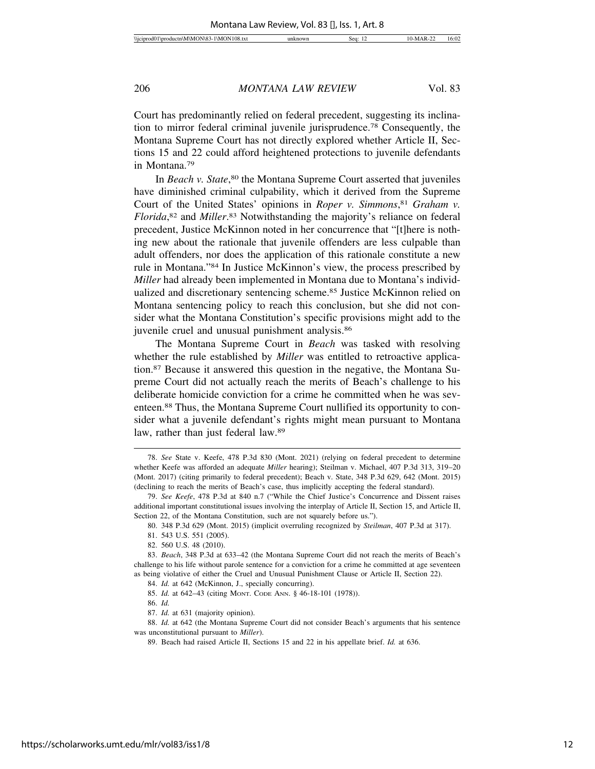Court has predominantly relied on federal precedent, suggesting its inclination to mirror federal criminal juvenile jurisprudence.[78] Consequently, the Montana Supreme Court has not directly explored whether Article II, Sections 15 and 22 could afford heightened protections to juvenile defendants in Montana.[79]

In *Beach v. State*,[80] the Montana Supreme Court asserted that juveniles have diminished criminal culpability, which it derived from the Supreme Court of the United States' opinions in *Roper v. Simmons*,[81] *Graham v. Florida*,[82] and *Miller*.[83] Notwithstanding the majority's reliance on federal precedent, Justice McKinnon noted in her concurrence that "[t]here is nothing new about the rationale that juvenile offenders are less culpable than adult offenders, nor does the application of this rationale constitute a new rule in Montana."[84] In Justice McKinnon's view, the process prescribed by *Miller* had already been implemented in Montana due to Montana's individualized and discretionary sentencing scheme.[85] Justice McKinnon relied on Montana sentencing policy to reach this conclusion, but she did not consider what the Montana Constitution's specific provisions might add to the juvenile cruel and unusual punishment analysis.[86]

The Montana Supreme Court in *Beach* was tasked with resolving whether the rule established by *Miller* was entitled to retroactive application.[87] Because it answered this question in the negative, the Montana Supreme Court did not actually reach the merits of Beach's challenge to his deliberate homicide conviction for a crime he committed when he was seventeen.[88] Thus, the Montana Supreme Court nullified its opportunity to consider what a juvenile defendant's rights might mean pursuant to Montana law, rather than just federal law.[89]

---

78. *See* State v. Keefe, 478 P.3d 830 (Mont. 2021) (relying on federal precedent to determine whether Keefe was afforded an adequate *Miller* hearing); Steilman v. Michael, 407 P.3d 313, 319–20 (Mont. 2017) (citing primarily to federal precedent); Beach v. State, 348 P.3d 629, 642 (Mont. 2015) (declining to reach the merits of Beach's case, thus implicitly accepting the federal standard).

79. *See Keefe*, 478 P.3d at 840 n.7 ("While the Chief Justice's Concurrence and Dissent raises additional important constitutional issues involving the interplay of Article II, Section 15, and Article II, Section 22, of the Montana Constitution, such are not squarely before us.").

80. 348 P.3d 629 (Mont. 2015) (implicit overruling recognized by *Steilman*, 407 P.3d at 317).

81. 543 U.S. 551 (2005).

82. 560 U.S. 48 (2010).

83. *Beach*, 348 P.3d at 633–42 (the Montana Supreme Court did not reach the merits of Beach's challenge to his life without parole sentence for a conviction for a crime he committed at age seventeen as being violative of either the Cruel and Unusual Punishment Clause or Article II, Section 22).

84. *Id.* at 642 (McKinnon, J., specially concurring).

85. *Id.* at 642–43 (citing MONT. CODE ANN. § 46-18-101 (1978)).

86. *Id.*

87. *Id.* at 631 (majority opinion).

88. *Id.* at 642 (the Montana Supreme Court did not consider Beach's arguments that his sentence was unconstitutional pursuant to *Miller*).

89. Beach had raised Article II, Sections 15 and 22 in his appellate brief. *Id.* at 636.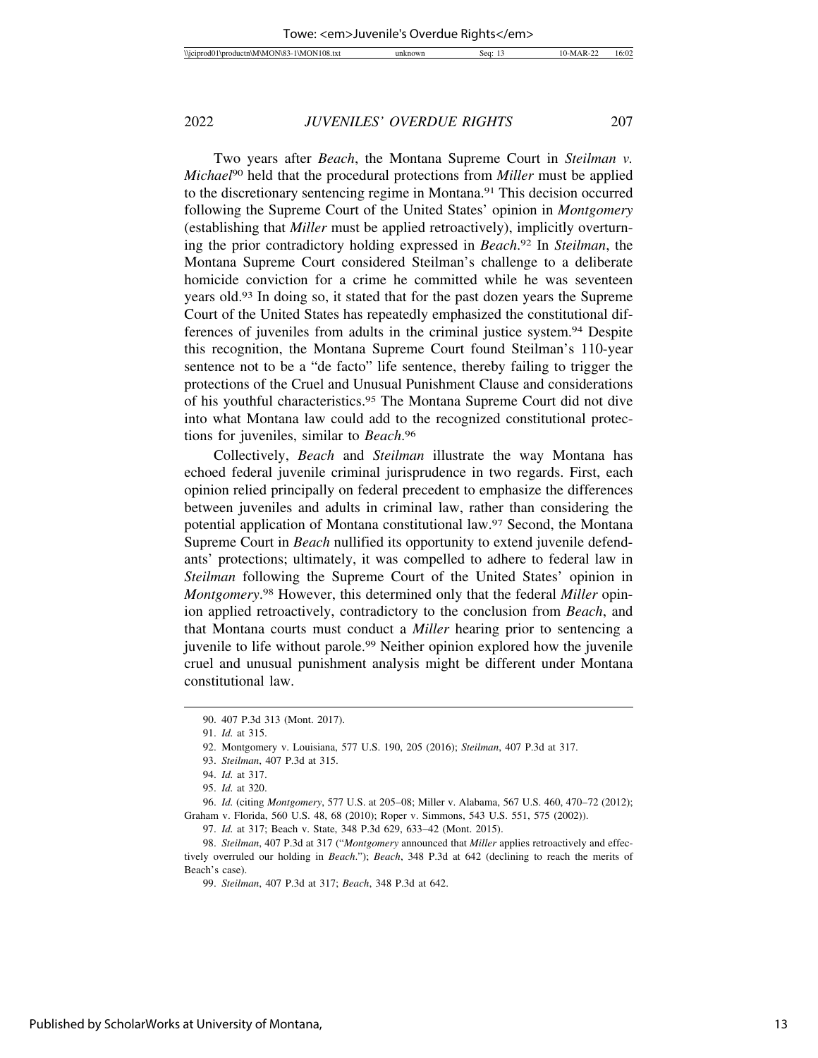Two years after *Beach*, the Montana Supreme Court in *Steilman v. Michael*[90] held that the procedural protections from *Miller* must be applied to the discretionary sentencing regime in Montana.[91] This decision occurred following the Supreme Court of the United States' opinion in *Montgomery* (establishing that *Miller* must be applied retroactively), implicitly overturning the prior contradictory holding expressed in *Beach*.[92] In *Steilman*, the Montana Supreme Court considered Steilman's challenge to a deliberate homicide conviction for a crime he committed while he was seventeen years old.[93] In doing so, it stated that for the past dozen years the Supreme Court of the United States has repeatedly emphasized the constitutional differences of juveniles from adults in the criminal justice system.[94] Despite this recognition, the Montana Supreme Court found Steilman's 110-year sentence not to be a "de facto" life sentence, thereby failing to trigger the protections of the Cruel and Unusual Punishment Clause and considerations of his youthful characteristics.[95] The Montana Supreme Court did not dive into what Montana law could add to the recognized constitutional protections for juveniles, similar to *Beach*.[96]

Collectively, *Beach* and *Steilman* illustrate the way Montana has echoed federal juvenile criminal jurisprudence in two regards. First, each opinion relied principally on federal precedent to emphasize the differences between juveniles and adults in criminal law, rather than considering the potential application of Montana constitutional law.[97] Second, the Montana Supreme Court in *Beach* nullified its opportunity to extend juvenile defendants' protections; ultimately, it was compelled to adhere to federal law in *Steilman* following the Supreme Court of the United States' opinion in *Montgomery*.[98] However, this determined only that the federal *Miller* opinion applied retroactively, contradictory to the conclusion from *Beach*, and that Montana courts must conduct a *Miller* hearing prior to sentencing a juvenile to life without parole.[99] Neither opinion explored how the juvenile cruel and unusual punishment analysis might be different under Montana constitutional law.

---

90. 407 P.3d 313 (Mont. 2017).

91. *Id.* at 315.

92. Montgomery v. Louisiana, 577 U.S. 190, 205 (2016); *Steilman*, 407 P.3d at 317.

93. *Steilman*, 407 P.3d at 315.

94. *Id.* at 317.

95. *Id.* at 320.

96. *Id.* (citing *Montgomery*, 577 U.S. at 205–08; Miller v. Alabama, 567 U.S. 460, 470–72 (2012); Graham v. Florida, 560 U.S. 48, 68 (2010); Roper v. Simmons, 543 U.S. 551, 575 (2002)).

97. *Id.* at 317; Beach v. State, 348 P.3d 629, 633–42 (Mont. 2015).

98. *Steilman*, 407 P.3d at 317 ("*Montgomery* announced that *Miller* applies retroactively and effectively overruled our holding in *Beach*."); *Beach*, 348 P.3d at 642 (declining to reach the merits of Beach's case).

99. *Steilman*, 407 P.3d at 317; *Beach*, 348 P.3d at 642.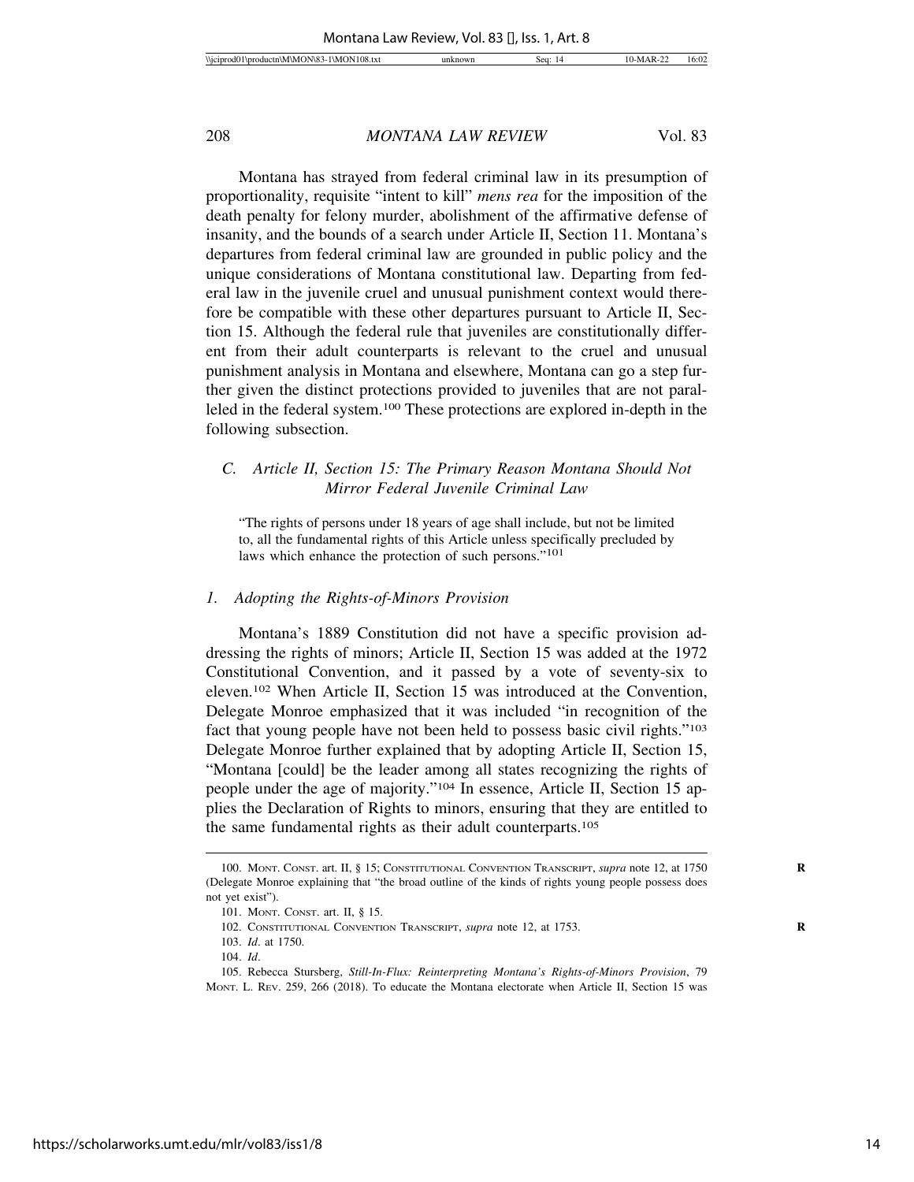Montana has strayed from federal criminal law in its presumption of proportionality, requisite "intent to kill" *mens rea* for the imposition of the death penalty for felony murder, abolishment of the affirmative defense of insanity, and the bounds of a search under Article II, Section 11. Montana's departures from federal criminal law are grounded in public policy and the unique considerations of Montana constitutional law. Departing from federal law in the juvenile cruel and unusual punishment context would therefore be compatible with these other departures pursuant to Article II, Section 15. Although the federal rule that juveniles are constitutionally different from their adult counterparts is relevant to the cruel and unusual punishment analysis in Montana and elsewhere, Montana can go a step further given the distinct protections provided to juveniles that are not paralleled in the federal system.[100] These protections are explored in-depth in the following subsection.

### *C. Article II, Section 15: The Primary Reason Montana Should Not Mirror Federal Juvenile Criminal Law*

> "The rights of persons under 18 years of age shall include, but not be limited to, all the fundamental rights of this Article unless specifically precluded by laws which enhance the protection of such persons."[101]

#### *1. Adopting the Rights-of-Minors Provision*

Montana's 1889 Constitution did not have a specific provision addressing the rights of minors; Article II, Section 15 was added at the 1972 Constitutional Convention, and it passed by a vote of seventy-six to eleven.[102] When Article II, Section 15 was introduced at the Convention, Delegate Monroe emphasized that it was included "in recognition of the fact that young people have not been held to possess basic civil rights."[103] Delegate Monroe further explained that by adopting Article II, Section 15, "Montana [could] be the leader among all states recognizing the rights of people under the age of majority."[104] In essence, Article II, Section 15 applies the Declaration of Rights to minors, ensuring that they are entitled to the same fundamental rights as their adult counterparts.[105]

---

100. MONT. CONST. art. II, § 15; CONSTITUTIONAL CONVENTION TRANSCRIPT, *supra* note 12, at 1750 (Delegate Monroe explaining that "the broad outline of the kinds of rights young people possess does not yet exist").

101. MONT. CONST. art. II, § 15.

102. CONSTITUTIONAL CONVENTION TRANSCRIPT, *supra* note 12, at 1753.

103. *Id*. at 1750.

104. *Id*.

105. Rebecca Stursberg, *Still-In-Flux: Reinterpreting Montana's Rights-of-Minors Provision*, 79 MONT. L. REV. 259, 266 (2018). To educate the Montana electorate when Article II, Section 15 was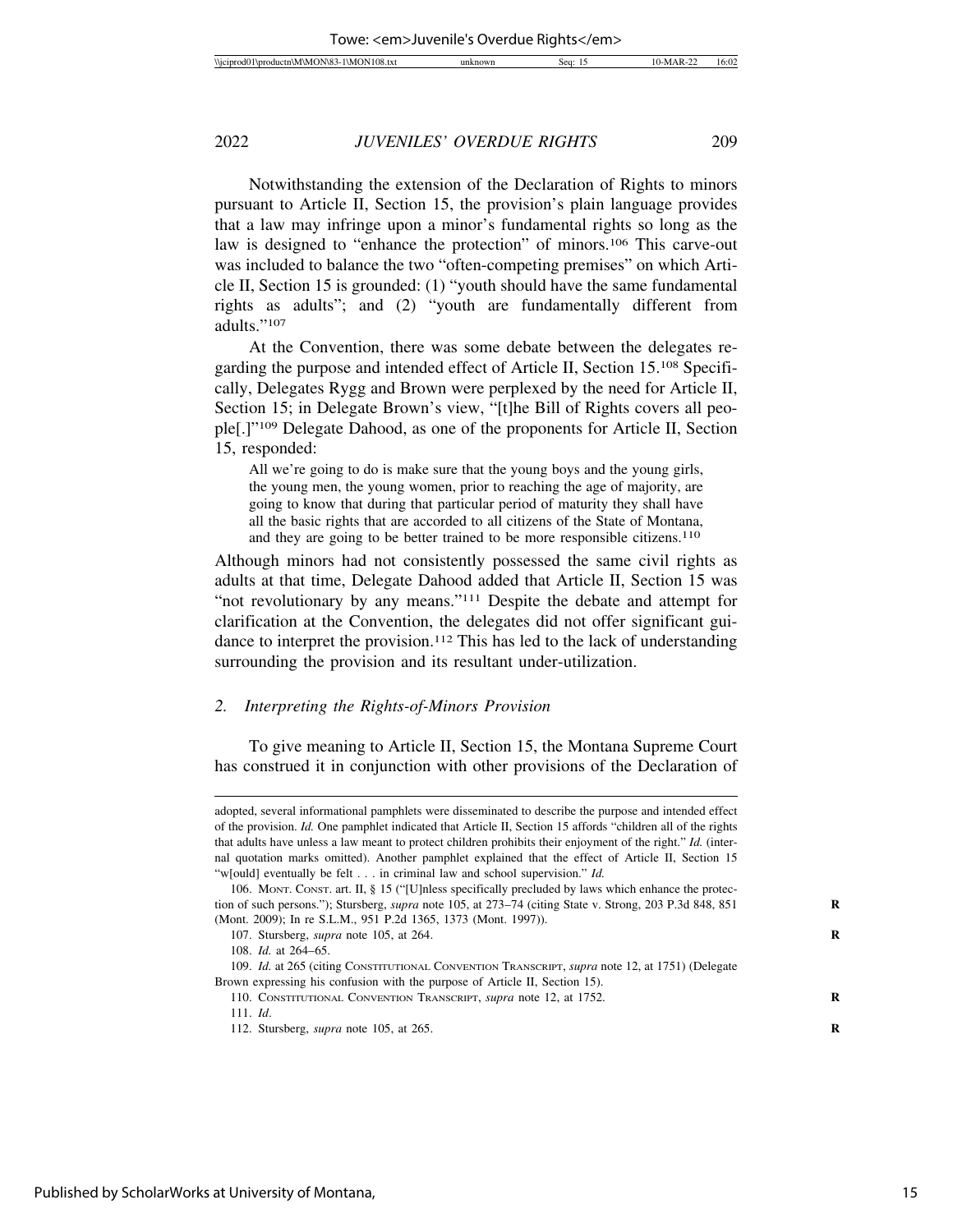Notwithstanding the extension of the Declaration of Rights to minors pursuant to Article II, Section 15, the provision's plain language provides that a law may infringe upon a minor's fundamental rights so long as the law is designed to "enhance the protection" of minors.[106] This carve-out was included to balance the two "often-competing premises" on which Article II, Section 15 is grounded: (1) "youth should have the same fundamental rights as adults"; and (2) "youth are fundamentally different from adults."[107]

At the Convention, there was some debate between the delegates regarding the purpose and intended effect of Article II, Section 15.[108] Specifically, Delegates Rygg and Brown were perplexed by the need for Article II, Section 15; in Delegate Brown's view, "[t]he Bill of Rights covers all people[.]"[109] Delegate Dahood, as one of the proponents for Article II, Section 15, responded:

> All we're going to do is make sure that the young boys and the young girls, the young women, the young men, prior to reaching the age of majority, are going to know that during that particular period of maturity they shall have all the basic rights that are accorded to all citizens of the State of Montana, and they are going to be better trained to be more responsible citizens.[110]

Although minors had not consistently possessed the same civil rights as adults at that time, Delegate Dahood added that Article II, Section 15 was "not revolutionary by any means."[111] Despite the debate and attempt for clarification at the Convention, the delegates did not offer significant guidance to interpret the provision.[112] This has led to the lack of understanding surrounding the provision and its resultant under-utilization.

### 2. *Interpreting the Rights-of-Minors Provision*

To give meaning to Article II, Section 15, the Montana Supreme Court has construed it in conjunction with other provisions of the Declaration of

---

adopted, several informational pamphlets were disseminated to describe the purpose and intended effect of the provision. *Id.* One pamphlet indicated that Article II, Section 15 affords "children all of the rights that adults have unless a law meant to protect children prohibits their enjoyment of the right." *Id.* (internal quotation marks omitted). Another pamphlet explained that the effect of Article II, Section 15 "w[ould] eventually be felt . . . in criminal law and school supervision." *Id.*

106. MONT. CONST. art. II, § 15 ("[U]nless specifically precluded by laws which enhance the protection of such persons."); Stursberg, *supra* note 105, at 273–74 (citing State v. Strong, 203 P.3d 848, 851 (Mont. 2009); In re S.L.M., 951 P.2d 1365, 1373 (Mont. 1997)).

107. Stursberg, *supra* note 105, at 264.

108. *Id.* at 264–65.

109. *Id.* at 265 (citing CONSTITUTIONAL CONVENTION TRANSCRIPT, *supra* note 12, at 1751) (Delegate Brown expressing his confusion with the purpose of Article II, Section 15).

110. CONSTITUTIONAL CONVENTION TRANSCRIPT, *supra* note 12, at 1752.

111. *Id*.

112. Stursberg, *supra* note 105, at 265.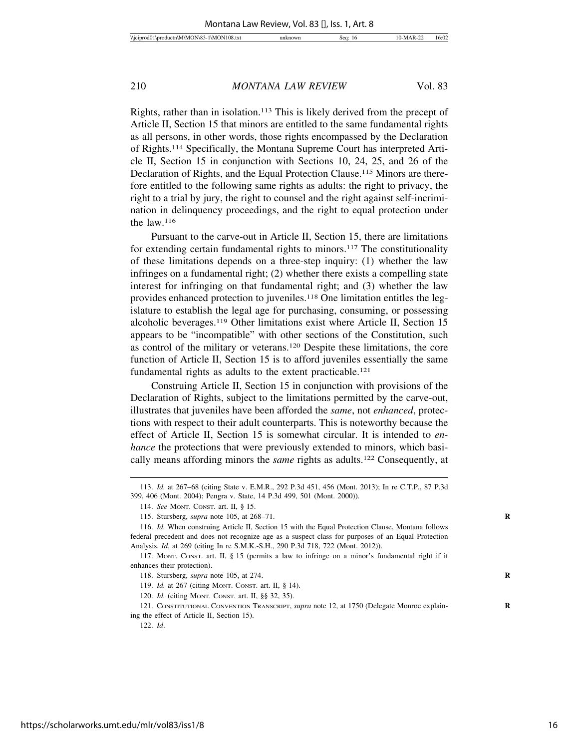Rights, rather than in isolation.[113] This is likely derived from the precept of Article II, Section 15 that minors are entitled to the same fundamental rights as all persons, in other words, those rights encompassed by the Declaration of Rights.[114] Specifically, the Montana Supreme Court has interpreted Article II, Section 15 in conjunction with Sections 10, 24, 25, and 26 of the Declaration of Rights, and the Equal Protection Clause.[115] Minors are therefore entitled to the following same rights as adults: the right to privacy, the right to a trial by jury, the right to counsel and the right against self-incrimination in delinquency proceedings, and the right to equal protection under the law.[116]

Pursuant to the carve-out in Article II, Section 15, there are limitations for extending certain fundamental rights to minors.[117] The constitutionality of these limitations depends on a three-step inquiry: (1) whether the law infringes on a fundamental right; (2) whether there exists a compelling state interest for infringing on that fundamental right; and (3) whether the law provides enhanced protection to juveniles.[118] One limitation entitles the legislature to establish the legal age for purchasing, consuming, or possessing alcoholic beverages.[119] Other limitations exist where Article II, Section 15 appears to be "incompatible" with other sections of the Constitution, such as control of the military or veterans.[120] Despite these limitations, the core function of Article II, Section 15 is to afford juveniles essentially the same fundamental rights as adults to the extent practicable.[121]

Construing Article II, Section 15 in conjunction with provisions of the Declaration of Rights, subject to the limitations permitted by the carve-out, illustrates that juveniles have been afforded the *same*, not *enhanced*, protections with respect to their adult counterparts. This is noteworthy because the effect of Article II, Section 15 is somewhat circular. It is intended to *enhance* the protections that were previously extended to minors, which basically means affording minors the *same* rights as adults.[122] Consequently, at

---

113. *Id.* at 267–68 (citing State v. E.M.R., 292 P.3d 451, 456 (Mont. 2013); In re C.T.P., 87 P.3d 399, 406 (Mont. 2004); Pengra v. State, 14 P.3d 499, 501 (Mont. 2000)).

114. *See* MONT. CONST. art. II, § 15.

115. Stursberg, *supra* note 105, at 268–71.

116. *Id.* When construing Article II, Section 15 with the Equal Protection Clause, Montana follows federal precedent and does not recognize age as a suspect class for purposes of an Equal Protection Analysis. *Id.* at 269 (citing In re S.M.K.-S.H., 290 P.3d 718, 722 (Mont. 2012)).

117. MONT. CONST. art. II, § 15 (permits a law to infringe on a minor's fundamental right if it enhances their protection).

118. Stursberg, *supra* note 105, at 274.

119. *Id.* at 267 (citing MONT. CONST. art. II, § 14).

120. *Id.* (citing MONT. CONST. art. II, §§ 32, 35).

121. CONSTITUTIONAL CONVENTION TRANSCRIPT, *supra* note 12, at 1750 (Delegate Monroe explaining the effect of Article II, Section 15).

122. *Id*.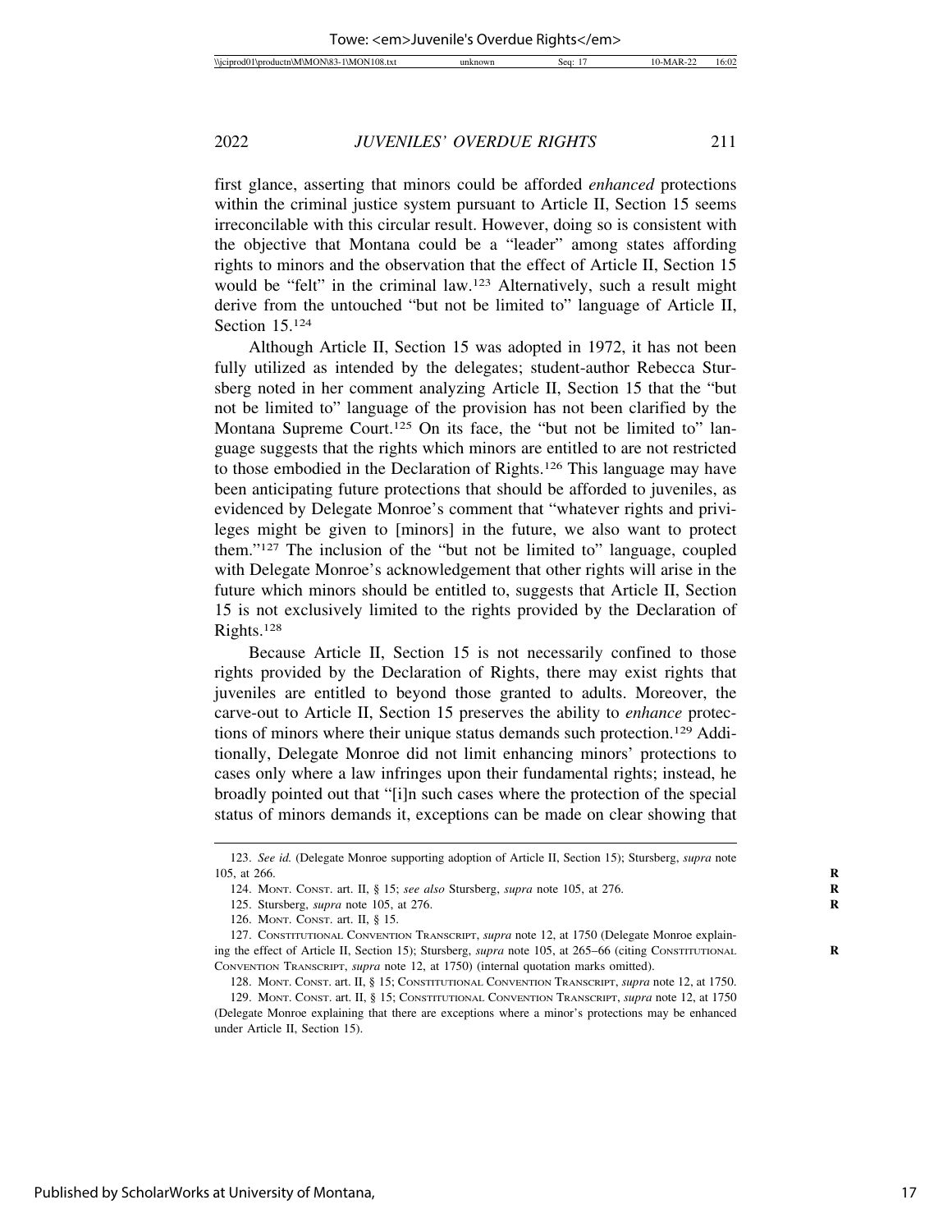first glance, asserting that minors could be afforded *enhanced* protections within the criminal justice system pursuant to Article II, Section 15 seems irreconcilable with this circular result. However, doing so is consistent with the objective that Montana could be a "leader" among states affording rights to minors and the observation that the effect of Article II, Section 15 would be "felt" in the criminal law.[123] Alternatively, such a result might derive from the untouched "but not be limited to" language of Article II, Section 15.[124]

Although Article II, Section 15 was adopted in 1972, it has not been fully utilized as intended by the delegates; student-author Rebecca Stursberg noted in her comment analyzing Article II, Section 15 that the "but not be limited to" language of the provision has not been clarified by the Montana Supreme Court.[125] On its face, the "but not be limited to" language suggests that the rights which minors are entitled to are not restricted to those embodied in the Declaration of Rights.[126] This language may have been anticipating future protections that should be afforded to juveniles, as evidenced by Delegate Monroe's comment that "whatever rights and privileges might be given to [minors] in the future, we also want to protect them."[127] The inclusion of the "but not be limited to" language, coupled with Delegate Monroe's acknowledgement that other rights will arise in the future which minors should be entitled to, suggests that Article II, Section 15 is not exclusively limited to the rights provided by the Declaration of Rights.[128]

Because Article II, Section 15 is not necessarily confined to those rights provided by the Declaration of Rights, there may exist rights that juveniles are entitled to beyond those granted to adults. Moreover, the carve-out to Article II, Section 15 preserves the ability to *enhance* protections of minors where their unique status demands such protection.[129] Additionally, Delegate Monroe did not limit enhancing minors' protections to cases only where a law infringes upon their fundamental rights; instead, he broadly pointed out that "[i]n such cases where the protection of the special status of minors demands it, exceptions can be made on clear showing that

---

123. *See id.* (Delegate Monroe supporting adoption of Article II, Section 15); Stursberg, *supra* note 105, at 266.

124. MONT. CONST. art. II, § 15; *see also* Stursberg, *supra* note 105, at 276.

125. Stursberg, *supra* note 105, at 276.

126. MONT. CONST. art. II, § 15.

127. CONSTITUTIONAL CONVENTION TRANSCRIPT, *supra* note 12, at 1750 (Delegate Monroe explaining the effect of Article II, Section 15); Stursberg, *supra* note 105, at 265–66 (citing CONSTITUTIONAL CONVENTION TRANSCRIPT, *supra* note 12, at 1750) (internal quotation marks omitted).

128. MONT. CONST. art. II, § 15; CONSTITUTIONAL CONVENTION TRANSCRIPT, *supra* note 12, at 1750.

129. MONT. CONST. art. II, § 15; CONSTITUTIONAL CONVENTION TRANSCRIPT, *supra* note 12, at 1750 (Delegate Monroe explaining that there are exceptions where a minor's protections may be enhanced under Article II, Section 15).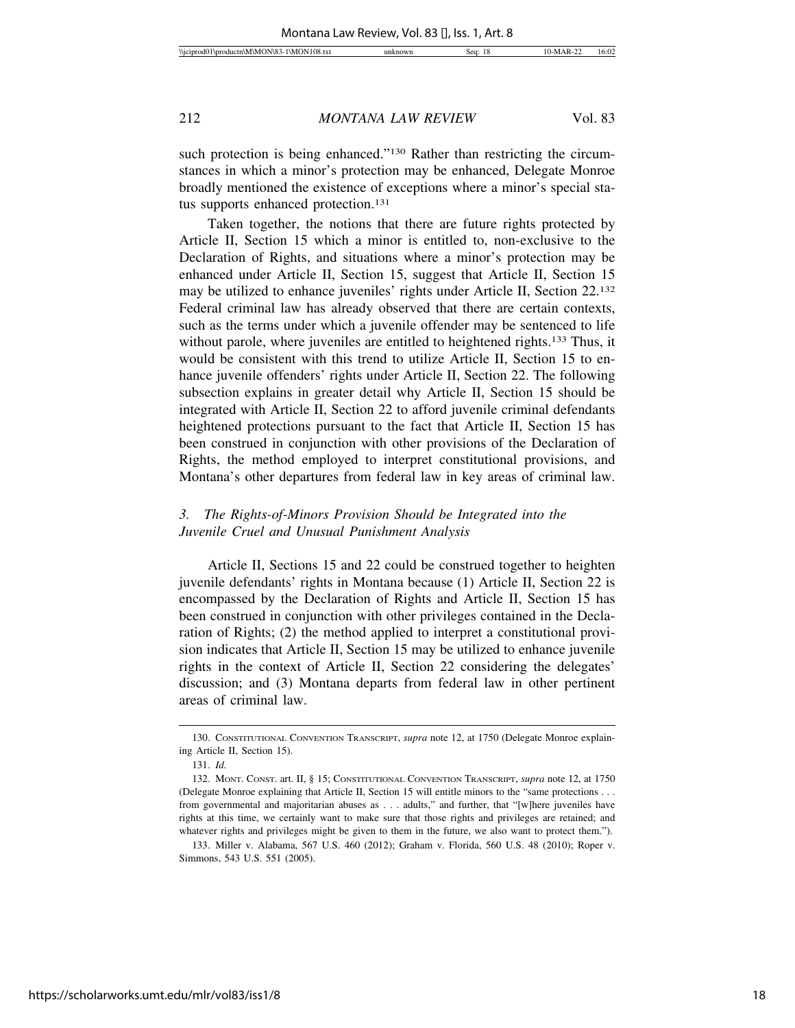such protection is being enhanced."[130] Rather than restricting the circumstances in which a minor's protection may be enhanced, Delegate Monroe broadly mentioned the existence of exceptions where a minor's special status supports enhanced protection.[131]

Taken together, the notions that there are future rights protected by Article II, Section 15 which a minor is entitled to, non-exclusive to the Declaration of Rights, and situations where a minor's protection may be enhanced under Article II, Section 15, suggest that Article II, Section 15 may be utilized to enhance juveniles' rights under Article II, Section 22.[132] Federal criminal law has already observed that there are certain contexts, such as the terms under which a juvenile offender may be sentenced to life without parole, where juveniles are entitled to heightened rights.[133] Thus, it would be consistent with this trend to utilize Article II, Section 15 to enhance juvenile offenders' rights under Article II, Section 22. The following subsection explains in greater detail why Article II, Section 15 should be integrated with Article II, Section 22 to afford juvenile criminal defendants heightened protections pursuant to the fact that Article II, Section 15 has been construed in conjunction with other provisions of the Declaration of Rights, the method employed to interpret constitutional provisions, and Montana's other departures from federal law in key areas of criminal law.

### *3. The Rights-of-Minors Provision Should be Integrated into the Juvenile Cruel and Unusual Punishment Analysis*

Article II, Sections 15 and 22 could be construed together to heighten juvenile defendants' rights in Montana because (1) Article II, Section 22 is encompassed by the Declaration of Rights and Article II, Section 15 has been construed in conjunction with other privileges contained in the Declaration of Rights; (2) the method applied to interpret a constitutional provision indicates that Article II, Section 15 may be utilized to enhance juvenile rights in the context of Article II, Section 22 considering the delegates' discussion; and (3) Montana departs from federal law in other pertinent areas of criminal law.

---

130. CONSTITUTIONAL CONVENTION TRANSCRIPT, *supra* note 12, at 1750 (Delegate Monroe explaining Article II, Section 15).

131. *Id.*

132. MONT. CONST. art. II, § 15; CONSTITUTIONAL CONVENTION TRANSCRIPT, *supra* note 12, at 1750 (Delegate Monroe explaining that Article II, Section 15 will entitle minors to the "same protections . . . from governmental and majoritarian abuses as . . . adults," and further, that "[w]here juveniles have rights at this time, we certainly want to make sure that those rights and privileges are retained; and whatever rights and privileges might be given to them in the future, we also want to protect them.").

133. Miller v. Alabama, 567 U.S. 460 (2012); Graham v. Florida, 560 U.S. 48 (2010); Roper v. Simmons, 543 U.S. 551 (2005).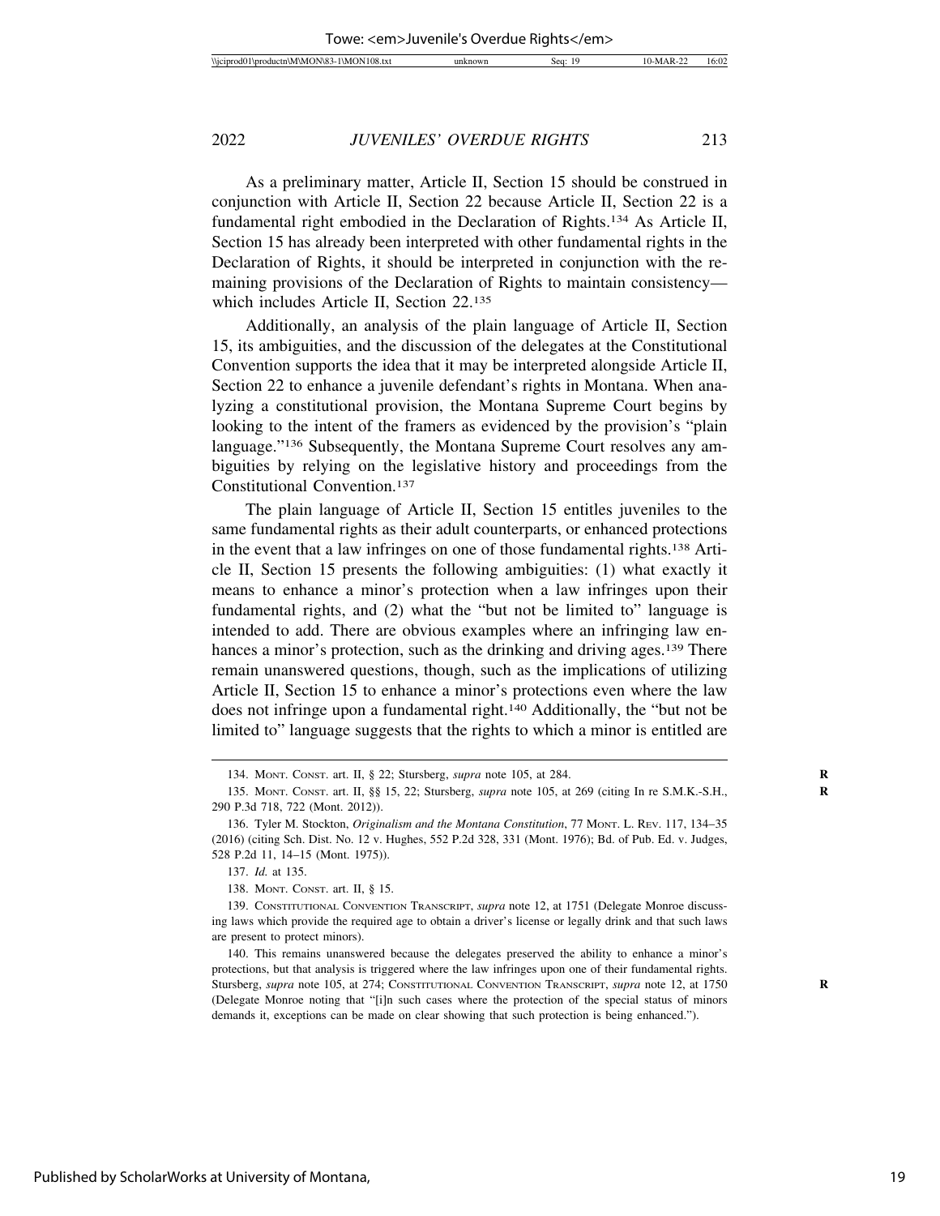As a preliminary matter, Article II, Section 15 should be construed in conjunction with Article II, Section 22 because Article II, Section 22 is a fundamental right embodied in the Declaration of Rights.[134] As Article II, Section 15 has already been interpreted with other fundamental rights in the Declaration of Rights, it should be interpreted in conjunction with the remaining provisions of the Declaration of Rights to maintain consistency—which includes Article II, Section 22.[135]

Additionally, an analysis of the plain language of Article II, Section 15, its ambiguities, and the discussion of the delegates at the Constitutional Convention supports the idea that it may be interpreted alongside Article II, Section 22 to enhance a juvenile defendant's rights in Montana. When analyzing a constitutional provision, the Montana Supreme Court begins by looking to the intent of the framers as evidenced by the provision's "plain language."[136] Subsequently, the Montana Supreme Court resolves any ambiguities by relying on the legislative history and proceedings from the Constitutional Convention.[137]

The plain language of Article II, Section 15 entitles juveniles to the same fundamental rights as their adult counterparts, or enhanced protections in the event that a law infringes on one of those fundamental rights.[138] Article II, Section 15 presents the following ambiguities: (1) what exactly it means to enhance a minor's protection when a law infringes upon their fundamental rights, and (2) what the "but not be limited to" language is intended to add. There are obvious examples where an infringing law enhances a minor's protection, such as the drinking and driving ages.[139] There remain unanswered questions, though, such as the implications of utilizing Article II, Section 15 to enhance a minor's protections even where the law does not infringe upon a fundamental right.[140] Additionally, the "but not be limited to" language suggests that the rights to which a minor is entitled are

---

134. MONT. CONST. art. II, § 22; Stursberg, *supra* note 105, at 284.

135. MONT. CONST. art. II, §§ 15, 22; Stursberg, *supra* note 105, at 269 (citing In re S.M.K.-S.H., 290 P.3d 718, 722 (Mont. 2012)).

136. Tyler M. Stockton, *Originalism and the Montana Constitution*, 77 MONT. L. REV. 117, 134–35 (2016) (citing Sch. Dist. No. 12 v. Hughes, 552 P.2d 328, 331 (Mont. 1976); Bd. of Pub. Ed. v. Judges, 528 P.2d 11, 14–15 (Mont. 1975)).

137. *Id.* at 135.

138. MONT. CONST. art. II, § 15.

139. CONSTITUTIONAL CONVENTION TRANSCRIPT, *supra* note 12, at 1751 (Delegate Monroe discussing laws which provide the required age to obtain a driver's license or legally drink and that such laws are present to protect minors).

140. This remains unanswered because the delegates preserved the ability to enhance a minor's protections, but that analysis is triggered where the law infringes upon one of their fundamental rights. Stursberg, *supra* note 105, at 274; CONSTITUTIONAL CONVENTION TRANSCRIPT, *supra* note 12, at 1750 (Delegate Monroe noting that "[i]n such cases where the protection of the special status of minors demands it, exceptions can be made on clear showing that such protection is being enhanced.").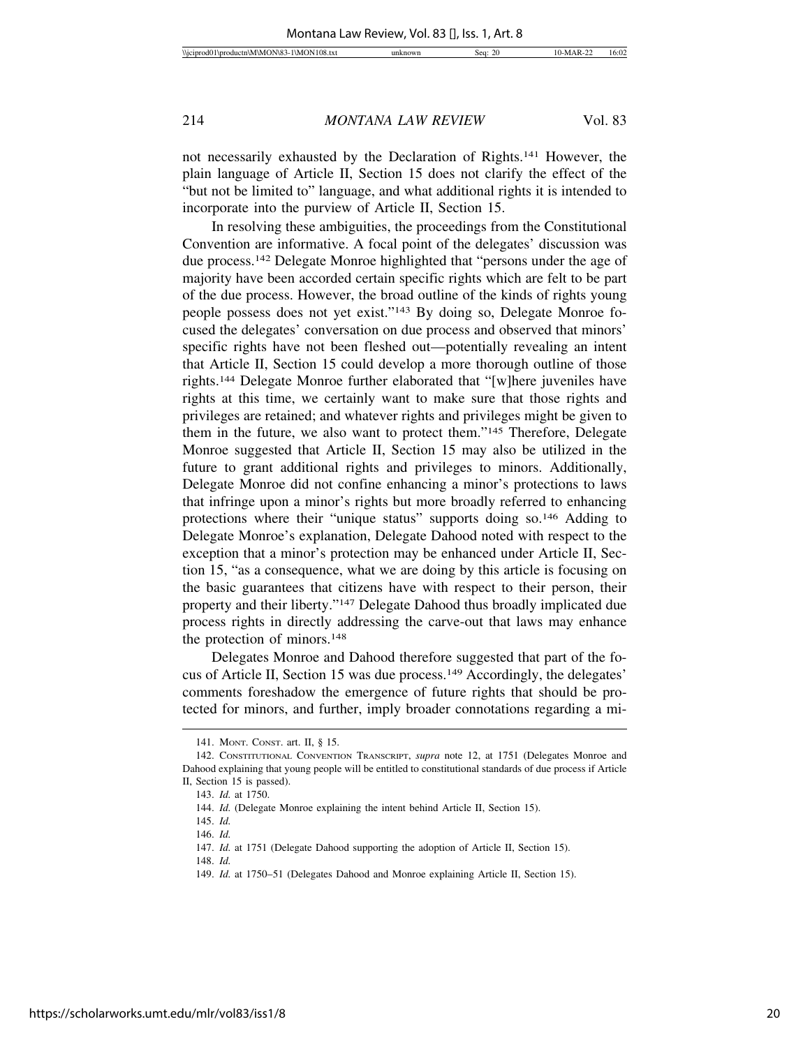not necessarily exhausted by the Declaration of Rights.[141] However, the plain language of Article II, Section 15 does not clarify the effect of the "but not be limited to" language, and what additional rights it is intended to incorporate into the purview of Article II, Section 15.

In resolving these ambiguities, the proceedings from the Constitutional Convention are informative. A focal point of the delegates' discussion was due process.[142] Delegate Monroe highlighted that "persons under the age of majority have been accorded certain specific rights which are felt to be part of the due process. However, the broad outline of the kinds of rights young people possess does not yet exist."[143] By doing so, Delegate Monroe focused the delegates' conversation on due process and observed that minors' specific rights have not been fleshed out—potentially revealing an intent that Article II, Section 15 could develop a more thorough outline of those rights.[144] Delegate Monroe further elaborated that "[w]here juveniles have rights at this time, we certainly want to make sure that those rights and privileges are retained; and whatever rights and privileges might be given to them in the future, we also want to protect them."[145] Therefore, Delegate Monroe suggested that Article II, Section 15 may also be utilized in the future to grant additional rights and privileges to minors. Additionally, Delegate Monroe did not confine enhancing a minor's protections to laws that infringe upon a minor's rights but more broadly referred to enhancing protections where their "unique status" supports doing so.[146] Adding to Delegate Monroe's explanation, Delegate Dahood noted with respect to the exception that a minor's protection may be enhanced under Article II, Section 15, "as a consequence, what we are doing by this article is focusing on the basic guarantees that citizens have with respect to their person, their property and their liberty."[147] Delegate Dahood thus broadly implicated due process rights in directly addressing the carve-out that laws may enhance the protection of minors.[148]

Delegates Monroe and Dahood therefore suggested that part of the focus of Article II, Section 15 was due process.[149] Accordingly, the delegates' comments foreshadow the emergence of future rights that should be protected for minors, and further, imply broader connotations regarding a mi-

141. MONT. CONST. art. II, § 15.

142. CONSTITUTIONAL CONVENTION TRANSCRIPT, *supra* note 12, at 1751 (Delegates Monroe and Dahood explaining that young people will be entitled to constitutional standards of due process if Article II, Section 15 is passed).

143. *Id.* at 1750.

144. *Id.* (Delegate Monroe explaining the intent behind Article II, Section 15).

145. *Id.*

146. *Id.*

147. *Id.* at 1751 (Delegate Dahood supporting the adoption of Article II, Section 15).

148. *Id.*

149. *Id.* at 1750–51 (Delegates Dahood and Monroe explaining Article II, Section 15).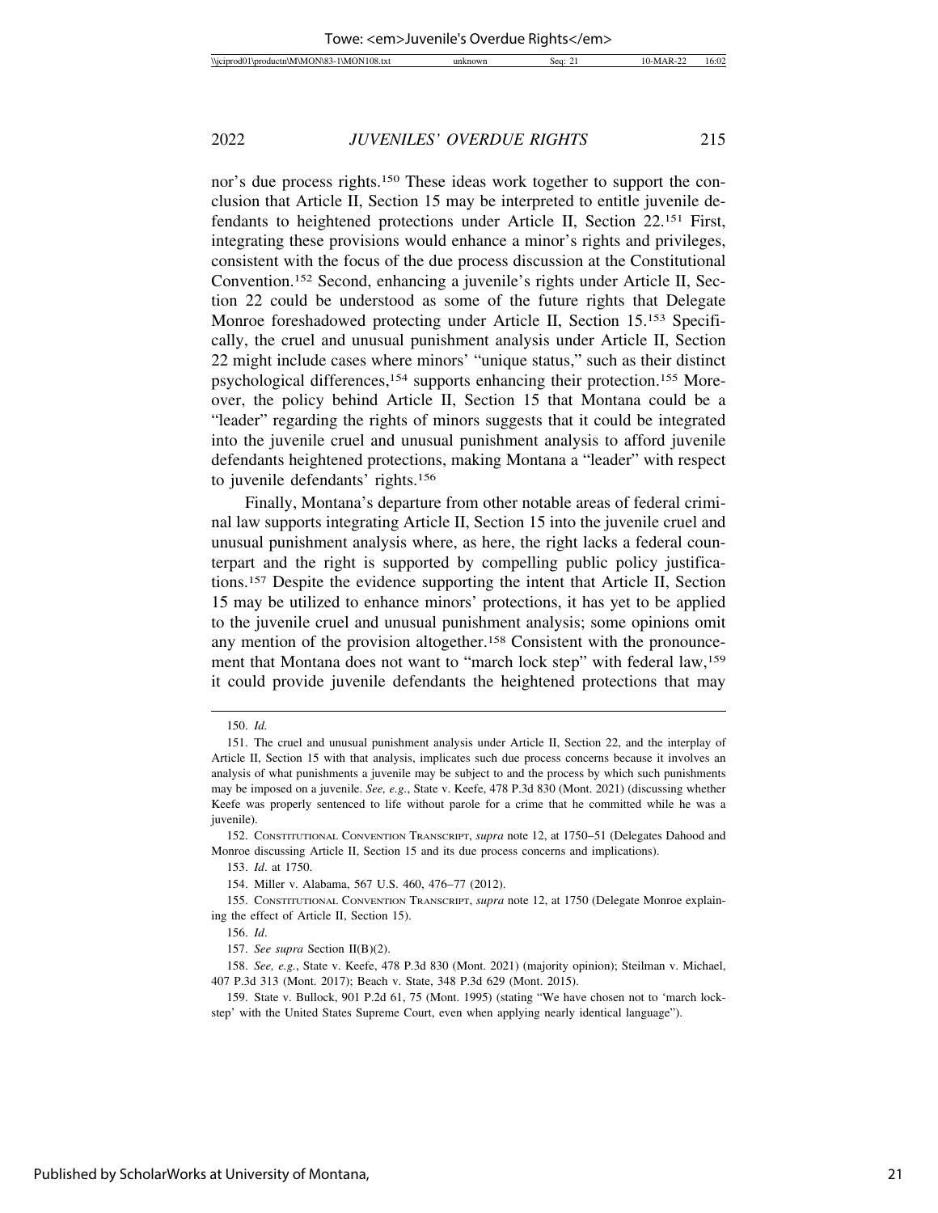nor's due process rights.[150] These ideas work together to support the conclusion that Article II, Section 15 may be interpreted to entitle juvenile defendants to heightened protections under Article II, Section 22.[151] First, integrating these provisions would enhance a minor's rights and privileges, consistent with the focus of the due process discussion at the Constitutional Convention.[152] Second, enhancing a juvenile's rights under Article II, Section 22 could be understood as some of the future rights that Delegate Monroe foreshadowed protecting under Article II, Section 15.[153] Specifically, the cruel and unusual punishment analysis under Article II, Section 22 might include cases where minors' "unique status," such as their distinct psychological differences,[154] supports enhancing their protection.[155] Moreover, the policy behind Article II, Section 15 that Montana could be a "leader" regarding the rights of minors suggests that it could be integrated into the juvenile cruel and unusual punishment analysis to afford juvenile defendants heightened protections, making Montana a "leader" with respect to juvenile defendants' rights.[156]

Finally, Montana's departure from other notable areas of federal criminal law supports integrating Article II, Section 15 into the juvenile cruel and unusual punishment analysis where, as here, the right lacks a federal counterpart and the right is supported by compelling public policy justifications.[157] Despite the evidence supporting the intent that Article II, Section 15 may be utilized to enhance minors' protections, it has yet to be applied to the juvenile cruel and unusual punishment analysis; some opinions omit any mention of the provision altogether.[158] Consistent with the pronouncement that Montana does not want to "march lock step" with federal law,[159] it could provide juvenile defendants the heightened protections that may

---

150. *Id.*

151. The cruel and unusual punishment analysis under Article II, Section 22, and the interplay of Article II, Section 15 with that analysis, implicates such due process concerns because it involves an analysis of what punishments a juvenile may be subject to and the process by which such punishments may be imposed on a juvenile. *See, e.g.*, State v. Keefe, 478 P.3d 830 (Mont. 2021) (discussing whether Keefe was properly sentenced to life without parole for a crime that he committed while he was a juvenile).

152. CONSTITUTIONAL CONVENTION TRANSCRIPT, *supra* note 12, at 1750–51 (Delegates Dahood and Monroe discussing Article II, Section 15 and its due process concerns and implications).

153. *Id*. at 1750.

154. Miller v. Alabama, 567 U.S. 460, 476–77 (2012).

155. CONSTITUTIONAL CONVENTION TRANSCRIPT, *supra* note 12, at 1750 (Delegate Monroe explaining the effect of Article II, Section 15).

156. *Id*.

157. *See supra* Section II(B)(2).

158. *See, e.g.*, State v. Keefe, 478 P.3d 830 (Mont. 2021) (majority opinion); Steilman v. Michael, 407 P.3d 313 (Mont. 2017); Beach v. State, 348 P.3d 629 (Mont. 2015).

159. State v. Bullock, 901 P.2d 61, 75 (Mont. 1995) (stating "We have chosen not to 'march lock-step' with the United States Supreme Court, even when applying nearly identical language").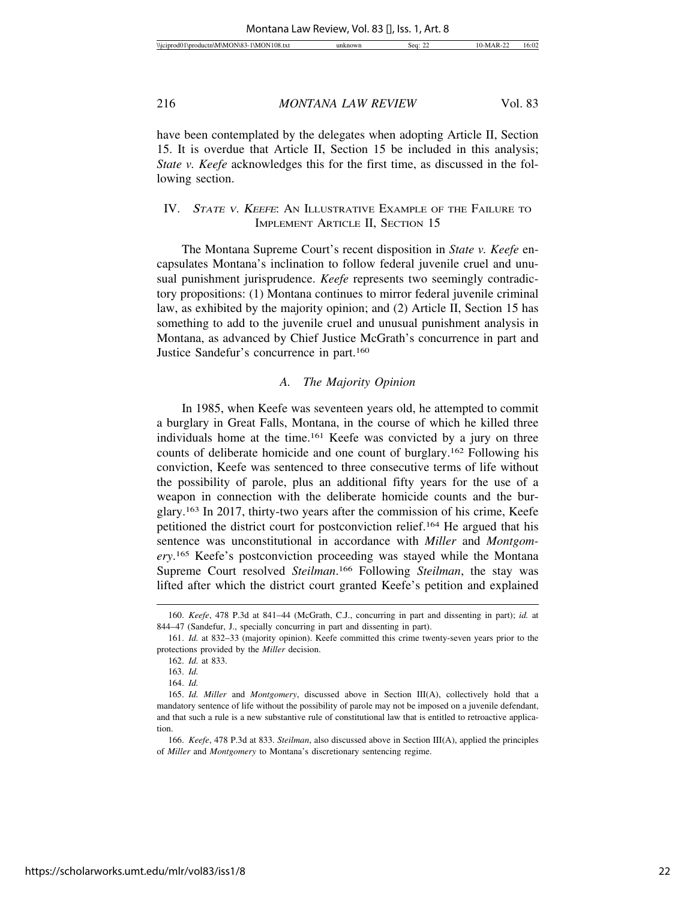have been contemplated by the delegates when adopting Article II, Section 15. It is overdue that Article II, Section 15 be included in this analysis; *State v. Keefe* acknowledges this for the first time, as discussed in the following section.

## IV. *State v. Keefe*: An Illustrative Example of the Failure to Implement Article II, Section 15

The Montana Supreme Court's recent disposition in *State v. Keefe* encapsulates Montana's inclination to follow federal juvenile cruel and unusual punishment jurisprudence. *Keefe* represents two seemingly contradictory propositions: (1) Montana continues to mirror federal juvenile criminal law, as exhibited by the majority opinion; and (2) Article II, Section 15 has something to add to the juvenile cruel and unusual punishment analysis in Montana, as advanced by Chief Justice McGrath's concurrence in part and Justice Sandefur's concurrence in part.[160]

### *A. The Majority Opinion*

In 1985, when Keefe was seventeen years old, he attempted to commit a burglary in Great Falls, Montana, in the course of which he killed three individuals home at the time.[161] Keefe was convicted by a jury on three counts of deliberate homicide and one count of burglary.[162] Following his conviction, Keefe was sentenced to three consecutive terms of life without the possibility of parole, plus an additional fifty years for the use of a weapon in connection with the deliberate homicide counts and the burglary.[163] In 2017, thirty-two years after the commission of his crime, Keefe petitioned the district court for postconviction relief.[164] He argued that his sentence was unconstitutional in accordance with *Miller* and *Montgomery*.[165] Keefe's postconviction proceeding was stayed while the Montana Supreme Court resolved *Steilman*.[166] Following *Steilman*, the stay was lifted after which the district court granted Keefe's petition and explained

---

160. *Keefe*, 478 P.3d at 841–44 (McGrath, C.J., concurring in part and dissenting in part); *id.* at 844–47 (Sandefur, J., specially concurring in part and dissenting in part).

161. *Id.* at 832–33 (majority opinion). Keefe committed this crime twenty-seven years prior to the protections provided by the *Miller* decision.

162. *Id.* at 833.

163. *Id.*

164. *Id.*

165. *Id. Miller* and *Montgomery*, discussed above in Section III(A), collectively hold that a mandatory sentence of life without the possibility of parole may not be imposed on a juvenile defendant, and that such a rule is a new substantive rule of constitutional law that is entitled to retroactive application.

166. *Keefe*, 478 P.3d at 833. *Steilman*, also discussed above in Section III(A), applied the principles of *Miller* and *Montgomery* to Montana's discretionary sentencing regime.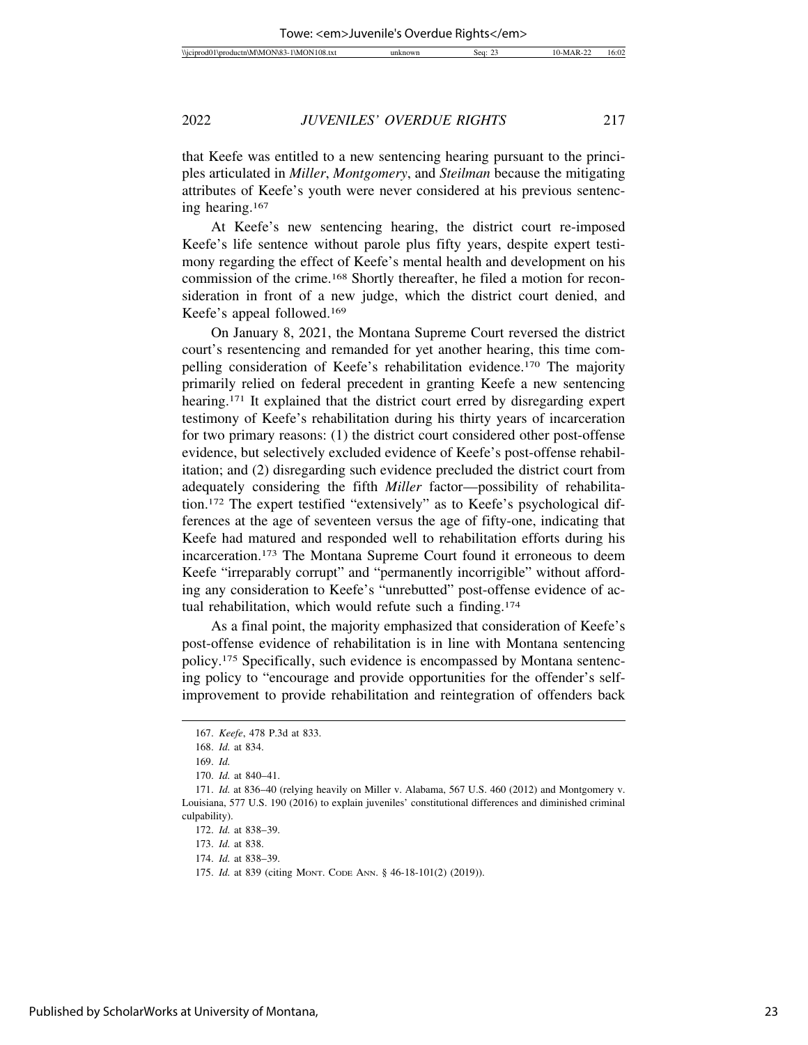that Keefe was entitled to a new sentencing hearing pursuant to the principles articulated in *Miller*, *Montgomery*, and *Steilman* because the mitigating attributes of Keefe's youth were never considered at his previous sentencing hearing.[167]

At Keefe's new sentencing hearing, the district court re-imposed Keefe's life sentence without parole plus fifty years, despite expert testimony regarding the effect of Keefe's mental health and development on his commission of the crime.[168] Shortly thereafter, he filed a motion for reconsideration in front of a new judge, which the district court denied, and Keefe's appeal followed.[169]

On January 8, 2021, the Montana Supreme Court reversed the district court's resentencing and remanded for yet another hearing, this time compelling consideration of Keefe's rehabilitation evidence.[170] The majority primarily relied on federal precedent in granting Keefe a new sentencing hearing.[171] It explained that the district court erred by disregarding expert testimony of Keefe's rehabilitation during his thirty years of incarceration for two primary reasons: (1) the district court considered other post-offense evidence, but selectively excluded evidence of Keefe's post-offense rehabilitation; and (2) disregarding such evidence precluded the district court from adequately considering the fifth *Miller* factor—possibility of rehabilitation.[172] The expert testified "extensively" as to Keefe's psychological differences at the age of seventeen versus the age of fifty-one, indicating that Keefe had matured and responded well to rehabilitation efforts during his incarceration.[173] The Montana Supreme Court found it erroneous to deem Keefe "irreparably corrupt" and "permanently incorrigible" without affording any consideration to Keefe's "unrebutted" post-offense evidence of actual rehabilitation, which would refute such a finding.[174]

As a final point, the majority emphasized that consideration of Keefe's post-offense evidence of rehabilitation is in line with Montana sentencing policy.[175] Specifically, such evidence is encompassed by Montana sentencing policy to "encourage and provide opportunities for the offender's self-improvement to provide rehabilitation and reintegration of offenders back

---

167. *Keefe*, 478 P.3d at 833.

168. *Id.* at 834.

169. *Id.*

170. *Id.* at 840–41.

171. *Id.* at 836–40 (relying heavily on Miller v. Alabama, 567 U.S. 460 (2012) and Montgomery v. Louisiana, 577 U.S. 190 (2016) to explain juveniles' constitutional differences and diminished criminal culpability).

172. *Id.* at 838–39.

173. *Id.* at 838.

174. *Id.* at 838–39.

175. *Id.* at 839 (citing MONT. CODE ANN. § 46-18-101(2) (2019)).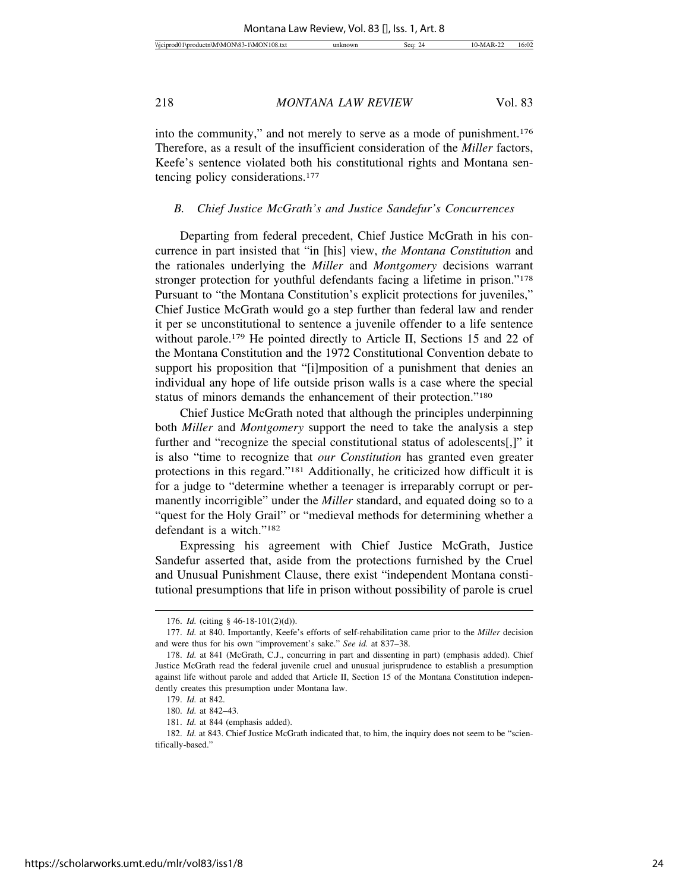into the community," and not merely to serve as a mode of punishment.[176] Therefore, as a result of the insufficient consideration of the *Miller* factors, Keefe's sentence violated both his constitutional rights and Montana sentencing policy considerations.[177]

### *B. Chief Justice McGrath's and Justice Sandefur's Concurrences*

Departing from federal precedent, Chief Justice McGrath in his concurrence in part insisted that "in [his] view, *the Montana Constitution* and the rationales underlying the *Miller* and *Montgomery* decisions warrant stronger protection for youthful defendants facing a lifetime in prison."[178] Pursuant to "the Montana Constitution's explicit protections for juveniles," Chief Justice McGrath would go a step further than federal law and render it per se unconstitutional to sentence a juvenile offender to a life sentence without parole.[179] He pointed directly to Article II, Sections 15 and 22 of the Montana Constitution and the 1972 Constitutional Convention debate to support his proposition that "[i]mposition of a punishment that denies an individual any hope of life outside prison walls is a case where the special status of minors demands the enhancement of their protection."[180]

Chief Justice McGrath noted that although the principles underpinning both *Miller* and *Montgomery* support the need to take the analysis a step further and "recognize the special constitutional status of adolescents[,]" it is also "time to recognize that *our Constitution* has granted even greater protections in this regard."[181] Additionally, he criticized how difficult it is for a judge to "determine whether a teenager is irreparably corrupt or permanently incorrigible" under the *Miller* standard, and equated doing so to a "quest for the Holy Grail" or "medieval methods for determining whether a defendant is a witch."[182]

Expressing his agreement with Chief Justice McGrath, Justice Sandefur asserted that, aside from the protections furnished by the Cruel and Unusual Punishment Clause, there exist "independent Montana constitutional presumptions that life in prison without possibility of parole is cruel

---

176. *Id.* (citing § 46-18-101(2)(d)).

177. *Id.* at 840. Importantly, Keefe's efforts of self-rehabilitation came prior to the *Miller* decision and were thus for his own "improvement's sake." *See id.* at 837–38.

178. *Id.* at 841 (McGrath, C.J., concurring in part and dissenting in part) (emphasis added). Chief Justice McGrath read the federal juvenile cruel and unusual jurisprudence to establish a presumption against life without parole and added that Article II, Section 15 of the Montana Constitution independently creates this presumption under Montana law.

179. *Id.* at 842.

180. *Id.* at 842–43.

181. *Id.* at 844 (emphasis added).

182. *Id.* at 843. Chief Justice McGrath indicated that, to him, the inquiry does not seem to be "scientifically-based."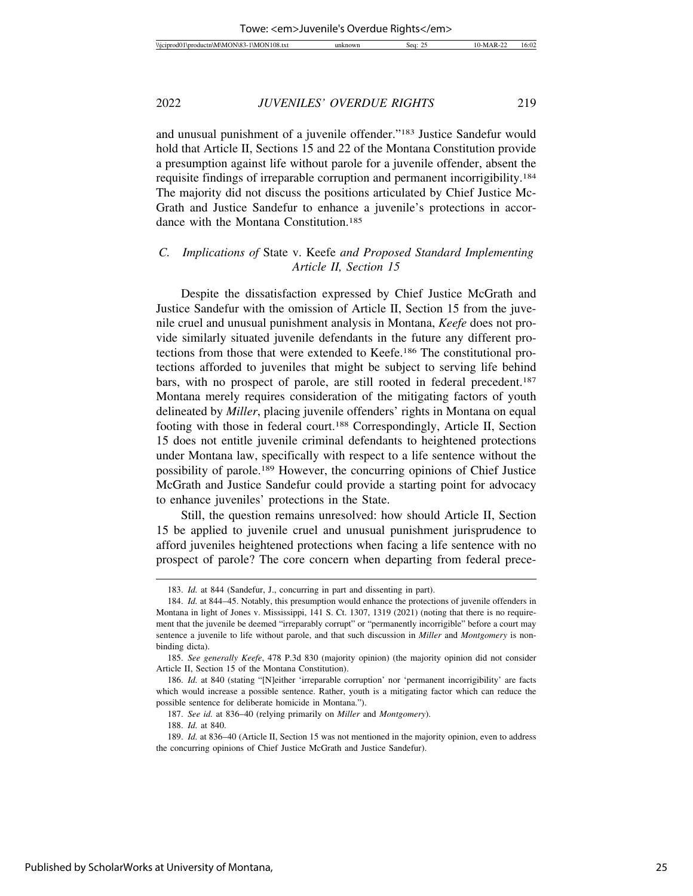and unusual punishment of a juvenile offender."[183] Justice Sandefur would hold that Article II, Sections 15 and 22 of the Montana Constitution provide a presumption against life without parole for a juvenile offender, absent the requisite findings of irreparable corruption and permanent incorrigibility.[184] The majority did not discuss the positions articulated by Chief Justice McGrath and Justice Sandefur to enhance a juvenile's protections in accordance with the Montana Constitution.[185]

### C. *Implications of* State v. Keefe *and Proposed Standard Implementing Article II, Section 15*

Despite the dissatisfaction expressed by Chief Justice McGrath and Justice Sandefur with the omission of Article II, Section 15 from the juvenile cruel and unusual punishment analysis in Montana, *Keefe* does not provide similarly situated juvenile defendants in the future any different protections from those that were extended to Keefe.[186] The constitutional protections afforded to juveniles that might be subject to serving life behind bars, with no prospect of parole, are still rooted in federal precedent.[187] Montana merely requires consideration of the mitigating factors of youth delineated by *Miller*, placing juvenile offenders' rights in Montana on equal footing with those in federal court.[188] Correspondingly, Article II, Section 15 does not entitle juvenile criminal defendants to heightened protections under Montana law, specifically with respect to a life sentence without the possibility of parole.[189] However, the concurring opinions of Chief Justice McGrath and Justice Sandefur could provide a starting point for advocacy to enhance juveniles' protections in the State.

Still, the question remains unresolved: how should Article II, Section 15 be applied to juvenile cruel and unusual punishment jurisprudence to afford juveniles heightened protections when facing a life sentence with no prospect of parole? The core concern when departing from federal prece-

---

183. *Id.* at 844 (Sandefur, J., concurring in part and dissenting in part).

184. *Id.* at 844–45. Notably, this presumption would enhance the protections of juvenile offenders in Montana in light of Jones v. Mississippi, 141 S. Ct. 1307, 1319 (2021) (noting that there is no requirement that the juvenile be deemed "irreparably corrupt" or "permanently incorrigible" before a court may sentence a juvenile to life without parole, and that such discussion in *Miller* and *Montgomery* is non-binding dicta).

185. *See generally Keefe*, 478 P.3d 830 (majority opinion) (the majority opinion did not consider Article II, Section 15 of the Montana Constitution).

186. *Id.* at 840 (stating "[N]either 'irreparable corruption' nor 'permanent incorrigibility' are facts which would increase a possible sentence. Rather, youth is a mitigating factor which can reduce the possible sentence for deliberate homicide in Montana.").

187. *See id.* at 836–40 (relying primarily on *Miller* and *Montgomery*).

188. *Id.* at 840.

189. *Id.* at 836–40 (Article II, Section 15 was not mentioned in the majority opinion, even to address the concurring opinions of Chief Justice McGrath and Justice Sandefur).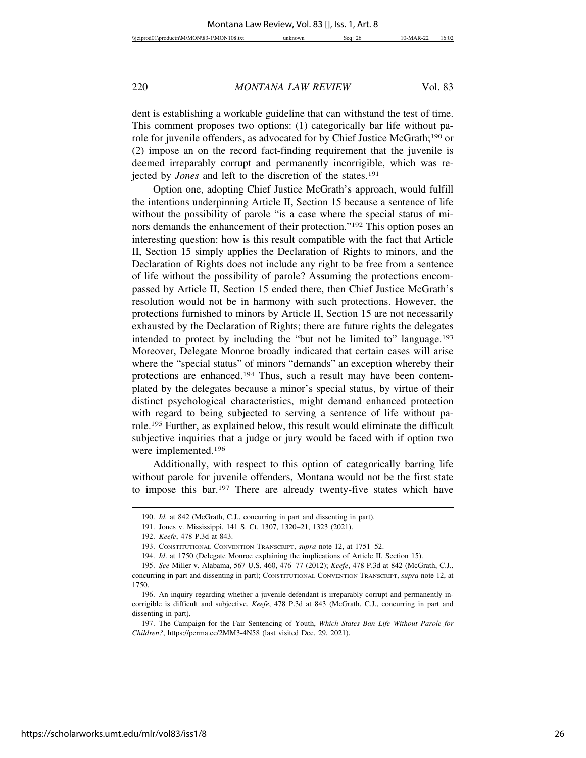dent is establishing a workable guideline that can withstand the test of time. This comment proposes two options: (1) categorically bar life without parole for juvenile offenders, as advocated for by Chief Justice McGrath;[190] or (2) impose an on the record fact-finding requirement that the juvenile is deemed irreparably corrupt and permanently incorrigible, which was rejected by *Jones* and left to the discretion of the states.[191]

Option one, adopting Chief Justice McGrath's approach, would fulfill the intentions underpinning Article II, Section 15 because a sentence of life without the possibility of parole "is a case where the special status of minors demands the enhancement of their protection."[192] This option poses an interesting question: how is this result compatible with the fact that Article II, Section 15 simply applies the Declaration of Rights to minors, and the Declaration of Rights does not include any right to be free from a sentence of life without the possibility of parole? Assuming the protections encompassed by Article II, Section 15 ended there, then Chief Justice McGrath's resolution would not be in harmony with such protections. However, the protections furnished to minors by Article II, Section 15 are not necessarily exhausted by the Declaration of Rights; there are future rights the delegates intended to protect by including the "but not be limited to" language.[193] Moreover, Delegate Monroe broadly indicated that certain cases will arise where the "special status" of minors "demands" an exception whereby their protections are enhanced.[194] Thus, such a result may have been contemplated by the delegates because a minor's special status, by virtue of their distinct psychological characteristics, might demand enhanced protection with regard to being subjected to serving a sentence of life without parole.[195] Further, as explained below, this result would eliminate the difficult subjective inquiries that a judge or jury would be faced with if option two were implemented.[196]

Additionally, with respect to this option of categorically barring life without parole for juvenile offenders, Montana would not be the first state to impose this bar.[197] There are already twenty-five states which have

---

190. *Id.* at 842 (McGrath, C.J., concurring in part and dissenting in part).

191. Jones v. Mississippi, 141 S. Ct. 1307, 1320–21, 1323 (2021).

192. *Keefe*, 478 P.3d at 843.

193. Constitutional Convention Transcript, *supra* note 12, at 1751–52.

194. *Id*. at 1750 (Delegate Monroe explaining the implications of Article II, Section 15).

195. *See* Miller v. Alabama, 567 U.S. 460, 476–77 (2012); *Keefe*, 478 P.3d at 842 (McGrath, C.J., concurring in part and dissenting in part); Constitutional Convention Transcript, *supra* note 12, at 1750.

196. An inquiry regarding whether a juvenile defendant is irreparably corrupt and permanently incorrigible is difficult and subjective. *Keefe*, 478 P.3d at 843 (McGrath, C.J., concurring in part and dissenting in part).

197. The Campaign for the Fair Sentencing of Youth, *Which States Ban Life Without Parole for Children?*, https://perma.cc/2MM3-4N58 (last visited Dec. 29, 2021).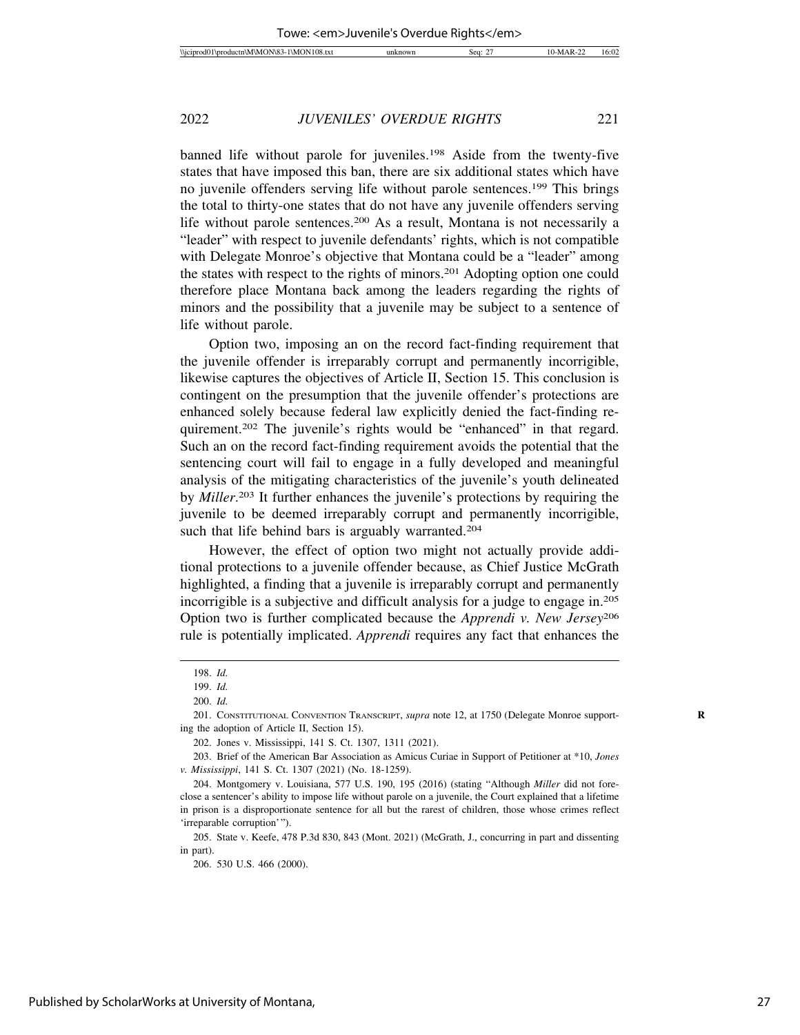banned life without parole for juveniles.[198] Aside from the twenty-five states that have imposed this ban, there are six additional states which have no juvenile offenders serving life without parole sentences.[199] This brings the total to thirty-one states that do not have any juvenile offenders serving life without parole sentences.[200] As a result, Montana is not necessarily a "leader" with respect to juvenile defendants' rights, which is not compatible with Delegate Monroe's objective that Montana could be a "leader" among the states with respect to the rights of minors.[201] Adopting option one could therefore place Montana back among the leaders regarding the rights of minors and the possibility that a juvenile may be subject to a sentence of life without parole.

Option two, imposing an on the record fact-finding requirement that the juvenile offender is irreparably corrupt and permanently incorrigible, likewise captures the objectives of Article II, Section 15. This conclusion is contingent on the presumption that the juvenile offender's protections are enhanced solely because federal law explicitly denied the fact-finding requirement.[202] The juvenile's rights would be "enhanced" in that regard. Such an on the record fact-finding requirement avoids the potential that the sentencing court will fail to engage in a fully developed and meaningful analysis of the mitigating characteristics of the juvenile's youth delineated by *Miller*.[203] It further enhances the juvenile's protections by requiring the juvenile to be deemed irreparably corrupt and permanently incorrigible, such that life behind bars is arguably warranted.[204]

However, the effect of option two might not actually provide additional protections to a juvenile offender because, as Chief Justice McGrath highlighted, a finding that a juvenile is irreparably corrupt and permanently incorrigible is a subjective and difficult analysis for a judge to engage in.[205] Option two is further complicated because the *Apprendi v. New Jersey*[206] rule is potentially implicated. *Apprendi* requires any fact that enhances the

---

198. *Id.*

199. *Id.*

200. *Id.*

201. CONSTITUTIONAL CONVENTION TRANSCRIPT, *supra* note 12, at 1750 (Delegate Monroe supporting the adoption of Article II, Section 15).

202. Jones v. Mississippi, 141 S. Ct. 1307, 1311 (2021).

203. Brief of the American Bar Association as Amicus Curiae in Support of Petitioner at *10, *Jones v. Mississippi*, 141 S. Ct. 1307 (2021) (No. 18-1259).

204. Montgomery v. Louisiana, 577 U.S. 190, 195 (2016) (stating "Although *Miller* did not foreclose a sentencer's ability to impose life without parole on a juvenile, the Court explained that a lifetime in prison is a disproportionate sentence for all but the rarest of children, those whose crimes reflect 'irreparable corruption'").

205. State v. Keefe, 478 P.3d 830, 843 (Mont. 2021) (McGrath, J., concurring in part and dissenting in part).

206. 530 U.S. 466 (2000).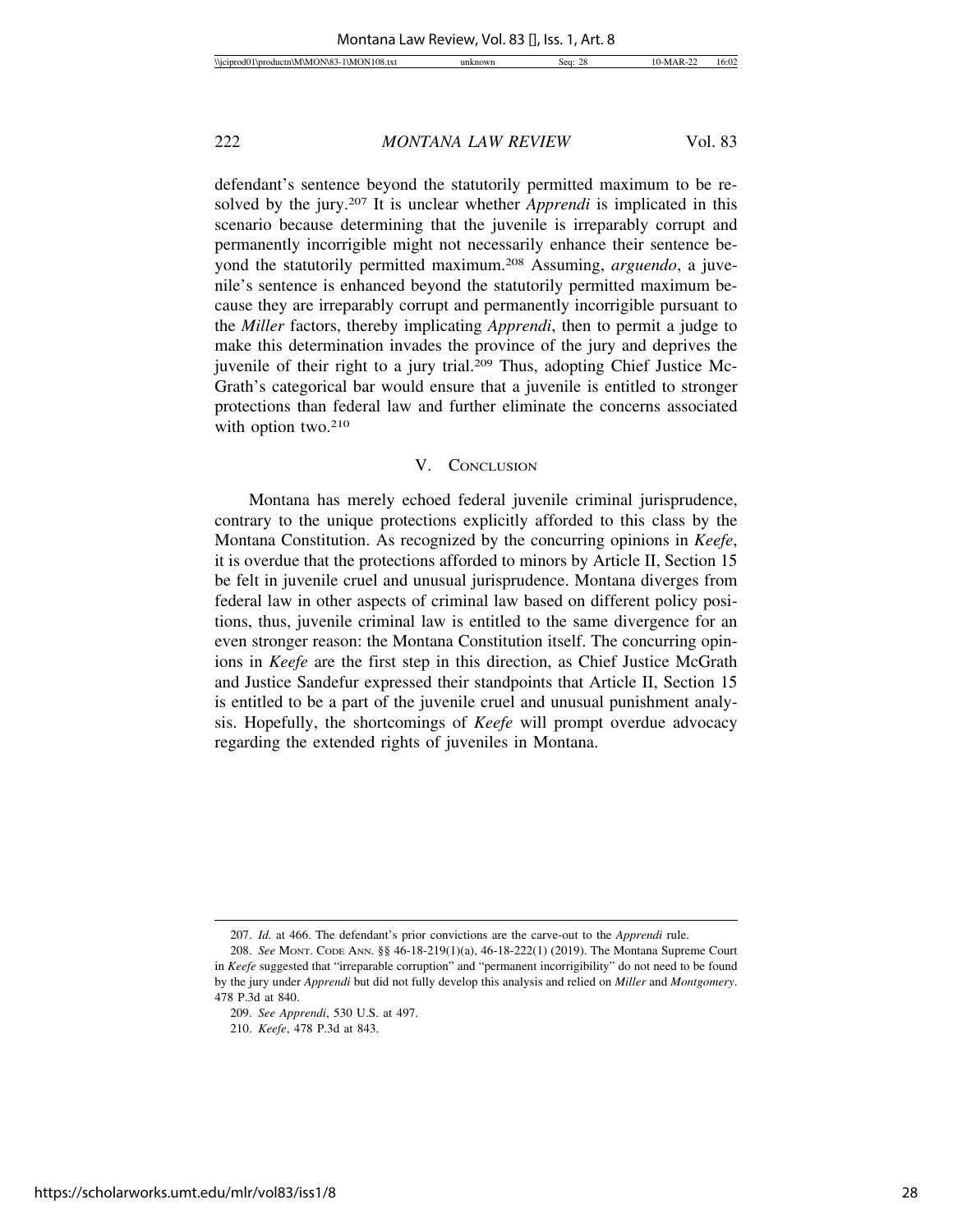defendant's sentence beyond the statutorily permitted maximum to be resolved by the jury.[207] It is unclear whether *Apprendi* is implicated in this scenario because determining that the juvenile is irreparably corrupt and permanently incorrigible might not necessarily enhance their sentence beyond the statutorily permitted maximum.[208] Assuming, *arguendo*, a juvenile's sentence is enhanced beyond the statutorily permitted maximum because they are irreparably corrupt and permanently incorrigible pursuant to the *Miller* factors, thereby implicating *Apprendi*, then to permit a judge to make this determination invades the province of the jury and deprives the juvenile of their right to a jury trial.[209] Thus, adopting Chief Justice McGrath's categorical bar would ensure that a juvenile is entitled to stronger protections than federal law and further eliminate the concerns associated with option two.[210]

## V. Conclusion

Montana has merely echoed federal juvenile criminal jurisprudence, contrary to the unique protections explicitly afforded to this class by the Montana Constitution. As recognized by the concurring opinions in *Keefe*, it is overdue that the protections afforded to minors by Article II, Section 15 be felt in juvenile cruel and unusual jurisprudence. Montana diverges from federal law in other aspects of criminal law based on different policy positions, thus, juvenile criminal law is entitled to the same divergence for an even stronger reason: the Montana Constitution itself. The concurring opinions in *Keefe* are the first step in this direction, as Chief Justice McGrath and Justice Sandefur expressed their standpoints that Article II, Section 15 is entitled to be a part of the juvenile cruel and unusual punishment analysis. Hopefully, the shortcomings of *Keefe* will prompt overdue advocacy regarding the extended rights of juveniles in Montana.

---

207. *Id.* at 466. The defendant's prior convictions are the carve-out to the *Apprendi* rule.

208. *See* Mont. Code Ann. §§ 46-18-219(1)(a), 46-18-222(1) (2019). The Montana Supreme Court in *Keefe* suggested that "irreparable corruption" and "permanent incorrigibility" do not need to be found by the jury under *Apprendi* but did not fully develop this analysis and relied on *Miller* and *Montgomery*. 478 P.3d at 840.

209. *See Apprendi*, 530 U.S. at 497.

210. *Keefe*, 478 P.3d at 843.